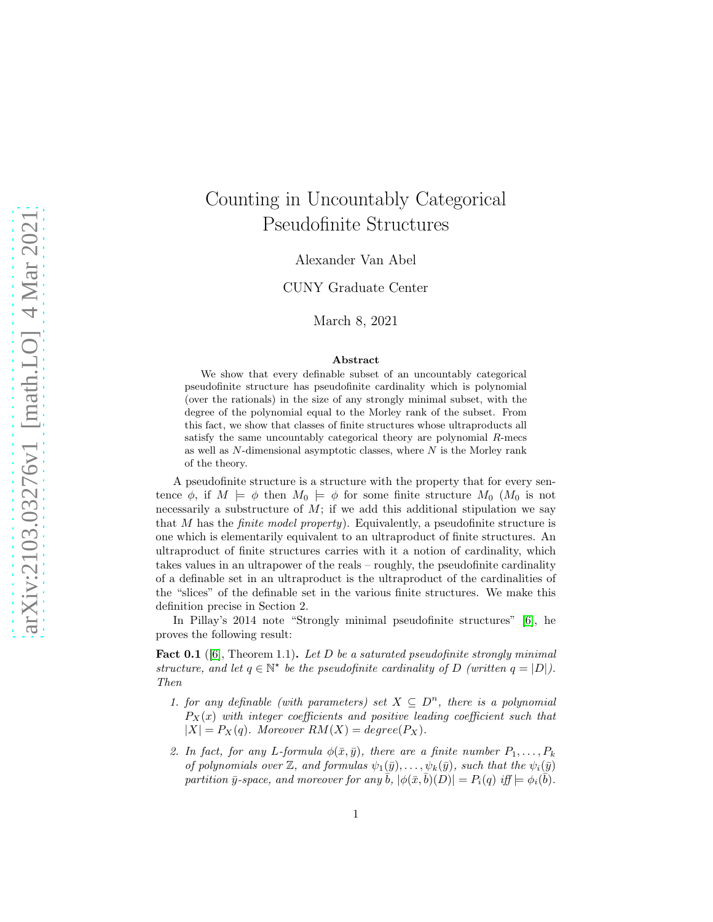# Counting in Uncountably Categorical Pseudofinite Structures

Alexander Van Abel

CUNY Graduate Center

March 8, 2021

**Abstract**

We show that every definable subset of an uncountably categorical pseudofinite structure has pseudofinite cardinality which is polynomial (over the rationals) in the size of any strongly minimal subset, with the degree of the polynomial equal to the Morley rank of the subset. From this fact, we show that classes of finite structures whose ultraproducts all satisfy the same uncountably categorical theory are polynomial $R$-mecs as well as $N$-dimensional asymptotic classes, where $N$ is the Morley rank of the theory.

A pseudofinite structure is a structure with the property that for every sentence $\phi$, if $M \models \phi$ then $M_0 \models \phi$ for some finite structure $M_0$ ($M_0$ is not necessarily a substructure of $M$; if we add this additional stipulation we say that $M$ has the *finite model property*). Equivalently, a pseudofinite structure is one which is elementarily equivalent to an ultraproduct of finite structures. An ultraproduct of finite structures carries with it a notion of cardinality, which takes values in an ultrapower of the reals – roughly, the pseudofinite cardinality of a definable set in an ultraproduct is the ultraproduct of the cardinalities of the "slices" of the definable set in the various finite structures. We make this definition precise in Section 2.

In Pillay's 2014 note "Strongly minimal pseudofinite structures" [6], he proves the following result:

**Fact 0.1** ([6], Theorem 1.1)**.** *Let $D$ be a saturated pseudofinite strongly minimal structure, and let $q \in \mathbb{N}^\star$ be the pseudofinite cardinality of $D$ (written $q = |D|$). Then*

1. *for any definable (with parameters) set $X \subseteq D^n$, there is a polynomial $P_X(x)$ with integer coefficients and positive leading coefficient such that $|X| = P_X(q)$. Moreover $RM(X) = degree(P_X)$.*
2. *In fact, for any $L$-formula $\phi(\bar{x}, \bar{y})$, there are a finite number $P_1, \ldots, P_k$ of polynomials over $\mathbb{Z}$, and formulas $\psi_1(\bar{y}), \ldots, \psi_k(\bar{y})$, such that the $\psi_i(\bar{y})$ partition $\bar{y}$-space, and moreover for any $\bar{b}$, $|\phi(\bar{x}, \bar{b})(D)| = P_i(q)$ iff $\models \phi_i(\bar{b})$.*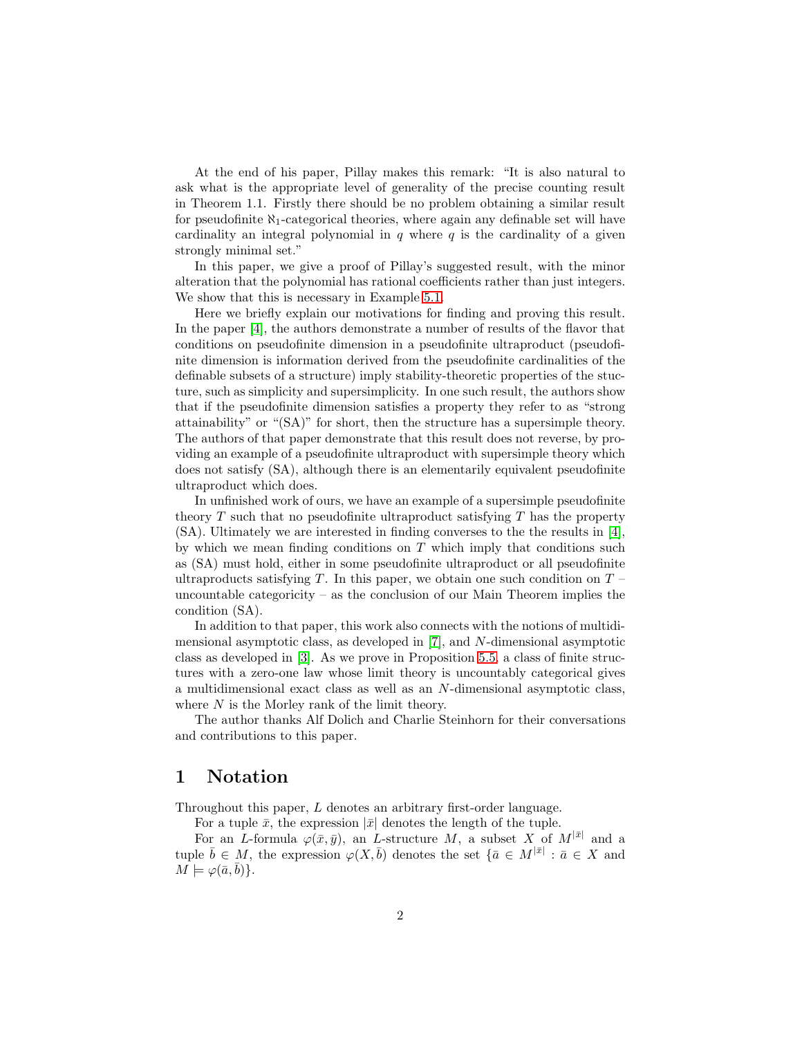At the end of his paper, Pillay makes this remark: "It is also natural to ask what is the appropriate level of generality of the precise counting result in Theorem 1.1. Firstly there should be no problem obtaining a similar result for pseudofinite $\aleph_1$-categorical theories, where again any definable set will have cardinality an integral polynomial in $q$ where $q$ is the cardinality of a given strongly minimal set."

In this paper, we give a proof of Pillay's suggested result, with the minor alteration that the polynomial has rational coefficients rather than just integers. We show that this is necessary in Example 5.1.

Here we briefly explain our motivations for finding and proving this result. In the paper [4], the authors demonstrate a number of results of the flavor that conditions on pseudofinite dimension in a pseudofinite ultraproduct (pseudofinite dimension is information derived from the pseudofinite cardinalities of the definable subsets of a structure) imply stability-theoretic properties of the stucture, such as simplicity and supersimplicity. In one such result, the authors show that if the pseudofinite dimension satisfies a property they refer to as "strong attainability" or "(SA)" for short, then the structure has a supersimple theory. The authors of that paper demonstrate that this result does not reverse, by providing an example of a pseudofinite ultraproduct with supersimple theory which does not satisfy (SA), although there is an elementarily equivalent pseudofinite ultraproduct which does.

In unfinished work of ours, we have an example of a supersimple pseudofinite theory $T$ such that no pseudofinite ultraproduct satisfying $T$ has the property (SA). Ultimately we are interested in finding converses to the the results in [4], by which we mean finding conditions on $T$ which imply that conditions such as (SA) must hold, either in some pseudofinite ultraproduct or all pseudofinite ultraproducts satisfying $T$. In this paper, we obtain one such condition on $T$ – uncountable categoricity – as the conclusion of our Main Theorem implies the condition (SA).

In addition to that paper, this work also connects with the notions of multidimensional asymptotic class, as developed in [7], and $N$-dimensional asymptotic class as developed in [3]. As we prove in Proposition 5.5, a class of finite structures with a zero-one law whose limit theory is uncountably categorical gives a multidimensional exact class as well as an $N$-dimensional asymptotic class, where $N$ is the Morley rank of the limit theory.

The author thanks Alf Dolich and Charlie Steinhorn for their conversations and contributions to this paper.

# 1 Notation

Throughout this paper, $L$ denotes an arbitrary first-order language.

For a tuple $\bar{x}$, the expression $|\bar{x}|$ denotes the length of the tuple.

For an $L$-formula $\varphi(\bar{x}, \bar{y})$, an $L$-structure $M$, a subset $X$ of $M^{|\bar{x}|}$ and a tuple $\bar{b} \in M$, the expression $\varphi(X, \bar{b})$ denotes the set $\{\bar{a} \in M^{|\bar{x}|} : \bar{a} \in X$ and $M \models \varphi(\bar{a}, \bar{b})\}$.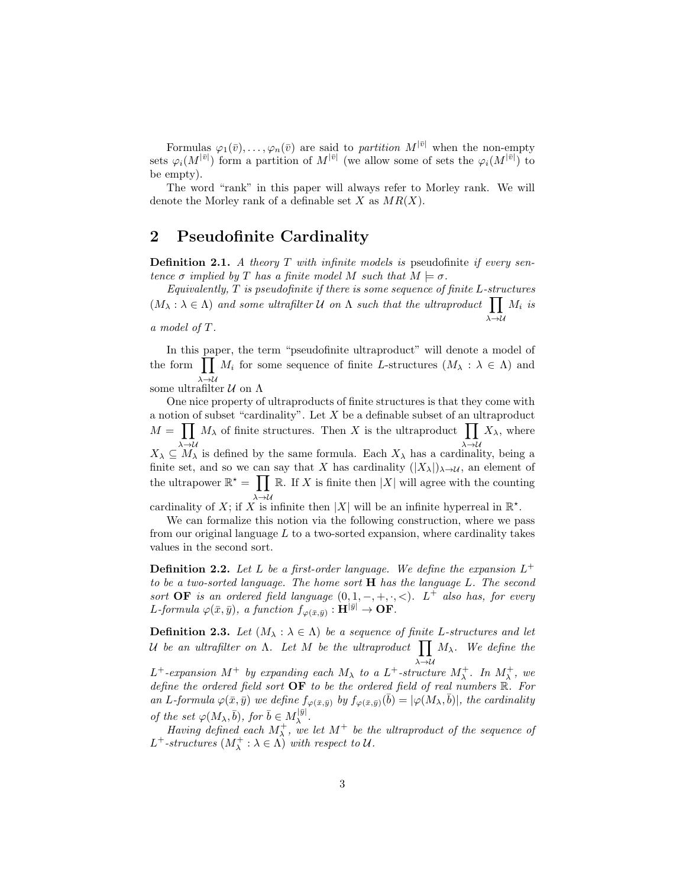Formulas $\varphi_1(\bar{v}), \ldots, \varphi_n(\bar{v})$ are said to *partition* $M^{|\bar{v}|}$ when the non-empty sets $\varphi_i(M^{|\bar{v}|})$ form a partition of $M^{|\bar{v}|}$ (we allow some of sets the $\varphi_i(M^{|\bar{v}|})$ to be empty).

The word "rank" in this paper will always refer to Morley rank. We will denote the Morley rank of a definable set $X$ as $MR(X)$.

## 2 Pseudofinite Cardinality

**Definition 2.1.** *A theory $T$ with infinite models is* pseudofinite *if every sentence $\sigma$ implied by $T$ has a finite model $M$ such that $M \models \sigma$.*

*Equivalently, $T$ is pseudofinite if there is some sequence of finite $L$-structures $(M_\lambda : \lambda \in \Lambda)$ and some ultrafilter $\mathcal{U}$ on $\Lambda$ such that the ultraproduct $\prod_{\lambda \to \mathcal{U}} M_i$ is a model of $T$.*

In this paper, the term "pseudofinite ultraproduct" will denote a model of the form $\prod_{\lambda \to \mathcal{U}} M_i$ for some sequence of finite $L$-structures $(M_\lambda : \lambda \in \Lambda)$ and some ultrafilter $\mathcal{U}$ on $\Lambda$

One nice property of ultraproducts of finite structures is that they come with a notion of subset "cardinality". Let $X$ be a definable subset of an ultraproduct $M = \prod_{\lambda \to \mathcal{U}} M_\lambda$ of finite structures. Then $X$ is the ultraproduct $\prod_{\lambda \to \mathcal{U}} X_\lambda$, where $X_\lambda \subseteq M_\lambda$ is defined by the same formula. Each $X_\lambda$ has a cardinality, being a finite set, and so we can say that $X$ has cardinality $(|X_\lambda|)_{\lambda \to \mathcal{U}}$, an element of the ultrapower $\mathbb{R}^\star = \prod_{\lambda \to \mathcal{U}} \mathbb{R}$. If $X$ is finite then $|X|$ will agree with the counting cardinality of $X$; if $X$ is infinite then $|X|$ will be an infinite hyperreal in $\mathbb{R}^\star$.

We can formalize this notion via the following construction, where we pass from our original language $L$ to a two-sorted expansion, where cardinality takes values in the second sort.

**Definition 2.2.** *Let $L$ be a first-order language. We define the expansion $L^+$ to be a two-sorted language. The home sort $\mathbf{H}$ has the language $L$. The second sort $\mathbf{OF}$ is an ordered field language $(0, 1, -, +, \cdot, <)$. $L^+$ also has, for every $L$-formula $\varphi(\bar{x}, \bar{y})$, a function $f_{\varphi(\bar{x},\bar{y})} : \mathbf{H}^{|\bar{y}|} \to \mathbf{OF}$.*

**Definition 2.3.** *Let $(M_\lambda : \lambda \in \Lambda)$ be a sequence of finite $L$-structures and let $\mathcal{U}$ be an ultrafilter on $\Lambda$. Let $M$ be the ultraproduct $\prod_{\lambda \to \mathcal{U}} M_\lambda$. We define the $L^+$-expansion $M^+$ by expanding each $M_\lambda$ to a $L^+$-structure $M_\lambda^+$. In $M_\lambda^+$, we define the ordered field sort $\mathbf{OF}$ to be the ordered field of real numbers $\mathbb{R}$. For an $L$-formula $\varphi(\bar{x}, \bar{y})$ we define $f_{\varphi(\bar{x},\bar{y})}$ by $f_{\varphi(\bar{x},\bar{y})}(\bar{b}) = |\varphi(M_\lambda, \bar{b})|$, the cardinality of the set $\varphi(M_\lambda, \bar{b})$, for $\bar{b} \in M_\lambda^{|\bar{y}|}$.*

*Having defined each $M_\lambda^+$, we let $M^+$ be the ultraproduct of the sequence of $L^+$-structures $(M_\lambda^+ : \lambda \in \Lambda)$ with respect to $\mathcal{U}$.*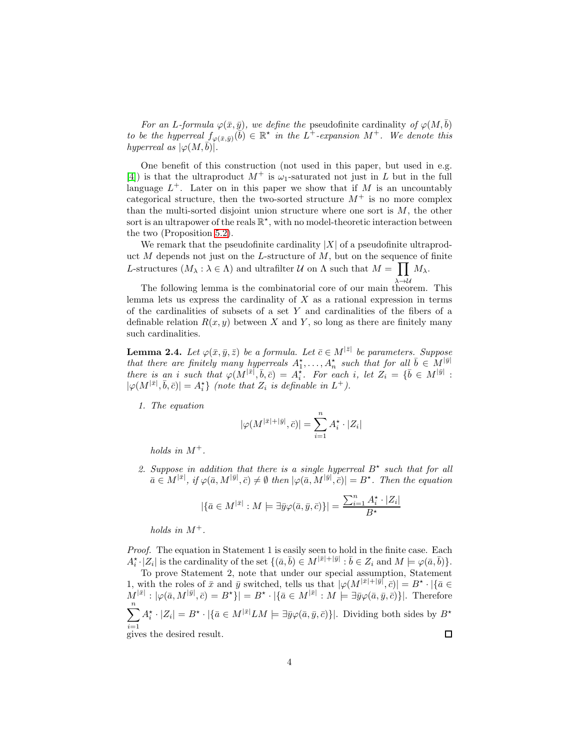*For an $L$-formula $\varphi(\bar{x}, \bar{y})$, we define the* pseudofinite cardinality *of $\varphi(M, \bar{b})$ to be the hyperreal $f_{\varphi(\bar{x},\bar{y})}(\bar{b}) \in \mathbb{R}^\star$ in the $L^+$-expansion $M^+$. We denote this hyperreal as $|\varphi(M, \bar{b})|$.*

One benefit of this construction (not used in this paper, but used in e.g. [4]) is that the ultraproduct $M^+$ is $\omega_1$-saturated not just in $L$ but in the full language $L^+$. Later on in this paper we show that if $M$ is an uncountably categorical structure, then the two-sorted structure $M^+$ is no more complex than the multi-sorted disjoint union structure where one sort is $M$, the other sort is an ultrapower of the reals $\mathbb{R}^\star$, with no model-theoretic interaction between the two (Proposition 5.2).

We remark that the pseudofinite cardinality $|X|$ of a pseudofinite ultraproduct $M$ depends not just on the $L$-structure of $M$, but on the sequence of finite $L$-structures $(M_\lambda : \lambda \in \Lambda)$ and ultrafilter $\mathcal{U}$ on $\Lambda$ such that $M = \prod_{\lambda \to \mathcal{U}} M_\lambda$.

The following lemma is the combinatorial core of our main theorem. This lemma lets us express the cardinality of $X$ as a rational expression in terms of the cardinalities of subsets of a set $Y$ and cardinalities of the fibers of a definable relation $R(x, y)$ between $X$ and $Y$, so long as there are finitely many such cardinalities.

**Lemma 2.4.** *Let $\varphi(\bar{x}, \bar{y}, \bar{z})$ be a formula. Let $\bar{c} \in M^{|\bar{z}|}$ be parameters. Suppose that there are finitely many hyperreals $A_1^\star, \ldots, A_n^\star$ such that for all $\bar{b} \in M^{|\bar{y}|}$ there is an $i$ such that $\varphi(M^{|\bar{x}|}, \bar{b}, \bar{c}) = A_i^\star$. For each $i$, let $Z_i = \{\bar{b} \in M^{|\bar{y}|} : |\varphi(M^{|\bar{x}|}, \bar{b}, \bar{c})| = A_i^\star\}$ (note that $Z_i$ is definable in $L^+$).*

1. *The equation*
$$|\varphi(M^{|\bar{x}|+|\bar{y}|}, \bar{c})| = \sum_{i=1}^{n} A_i^\star \cdot |Z_i|$$
*holds in $M^+$.*

2. *Suppose in addition that there is a single hyperreal $B^\star$ such that for all $\bar{a} \in M^{|\bar{x}|}$, if $\varphi(\bar{a}, M^{|\bar{y}|}, \bar{c}) \neq \emptyset$ then $|\varphi(\bar{a}, M^{|\bar{y}|}, \bar{c})| = B^\star$. Then the equation*
$$|\{\bar{a} \in M^{|\bar{x}|} : M \models \exists \bar{y} \varphi(\bar{a}, \bar{y}, \bar{c})\}| = \frac{\sum_{i=1}^{n} A_i^\star \cdot |Z_i|}{B^\star}$$
*holds in $M^+$.*

*Proof.* The equation in Statement 1 is easily seen to hold in the finite case. Each $A_i^\star \cdot |Z_i|$ is the cardinality of the set $\{(\bar{a}, \bar{b}) \in M^{|\bar{x}|+|\bar{y}|} : \bar{b} \in Z_i \text{ and } M \models \varphi(\bar{a}, \bar{b})\}$.

To prove Statement 2, note that under our special assumption, Statement 1, with the roles of $\bar{x}$ and $\bar{y}$ switched, tells us that $|\varphi(M^{|\bar{x}|+|\bar{y}|}, \bar{c})| = B^\star \cdot |\{\bar{a} \in M^{|\bar{x}|} : |\varphi(\bar{a}, M^{|\bar{y}|}, \bar{c}) = B^\star\}| = B^\star \cdot |\{\bar{a} \in M^{|\bar{x}|} : M \models \exists \bar{y} \varphi(\bar{a}, \bar{y}, \bar{c})\}|$. Therefore $\sum_{i=1}^{n} A_i^\star \cdot |Z_i| = B^\star \cdot |\{\bar{a} \in M^{|\bar{x}|} L M \models \exists \bar{y} \varphi(\bar{a}, \bar{y}, \bar{c})\}|$. Dividing both sides by $B^\star$ gives the desired result. □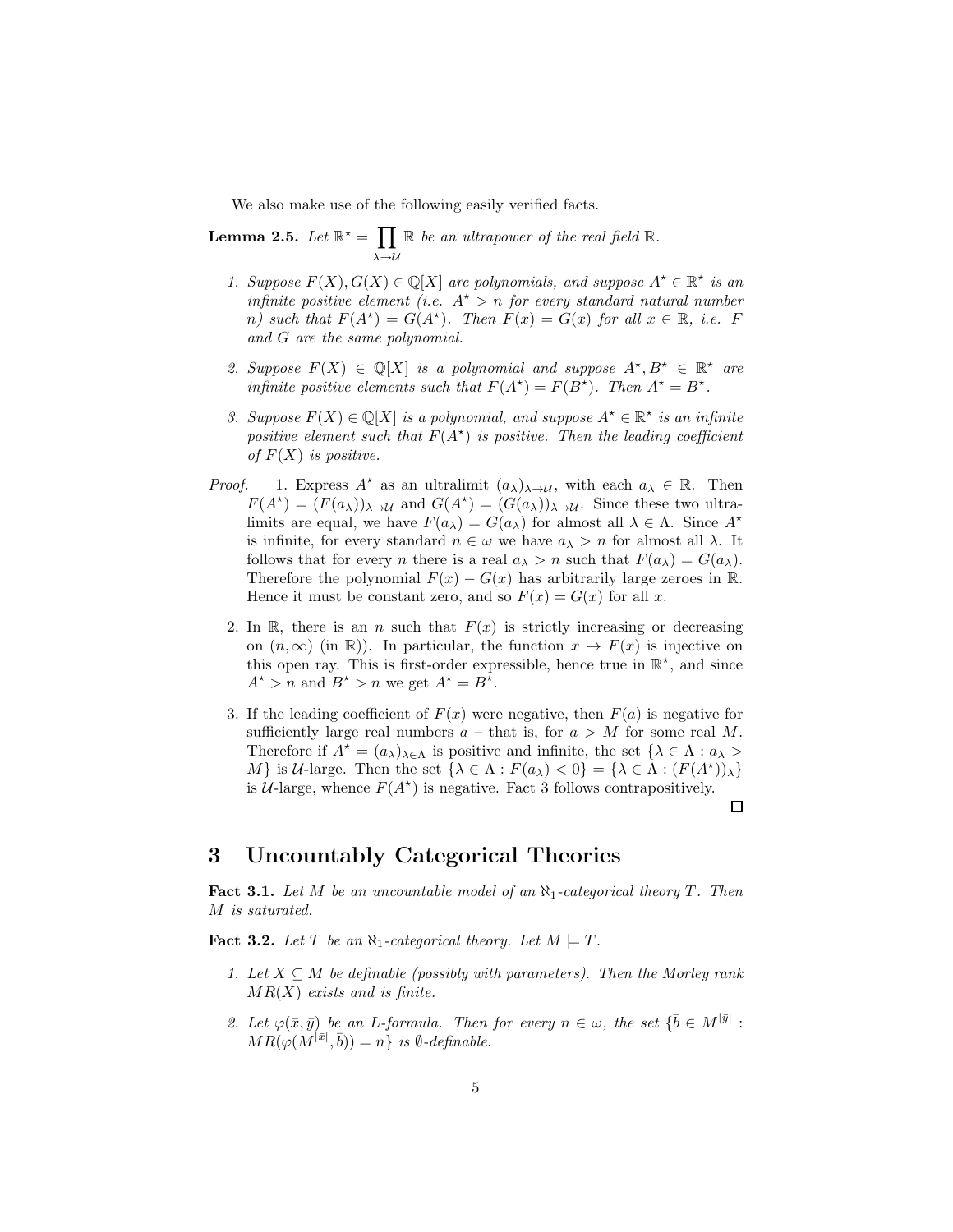We also make use of the following easily verified facts.

**Lemma 2.5.** *Let $\mathbb{R}^\star = \prod_{\lambda \to \mathcal{U}} \mathbb{R}$ be an ultrapower of the real field $\mathbb{R}$.*

1. *Suppose $F(X), G(X) \in \mathbb{Q}[X]$ are polynomials, and suppose $A^\star \in \mathbb{R}^\star$ is an infinite positive element (i.e. $A^\star > n$ for every standard natural number $n$) such that $F(A^\star) = G(A^\star)$. Then $F(x) = G(x)$ for all $x \in \mathbb{R}$, i.e. $F$ and $G$ are the same polynomial.*

2. *Suppose $F(X) \in \mathbb{Q}[X]$ is a polynomial and suppose $A^\star, B^\star \in \mathbb{R}^\star$ are infinite positive elements such that $F(A^\star) = F(B^\star)$. Then $A^\star = B^\star$.*

3. *Suppose $F(X) \in \mathbb{Q}[X]$ is a polynomial, and suppose $A^\star \in \mathbb{R}^\star$ is an infinite positive element such that $F(A^\star)$ is positive. Then the leading coefficient of $F(X)$ is positive.*

*Proof.*

1. Express $A^\star$ as an ultralimit $(a_\lambda)_{\lambda \to \mathcal{U}}$, with each $a_\lambda \in \mathbb{R}$. Then $F(A^\star) = (F(a_\lambda))_{\lambda \to \mathcal{U}}$ and $G(A^\star) = (G(a_\lambda))_{\lambda \to \mathcal{U}}$. Since these two ultralimits are equal, we have $F(a_\lambda) = G(a_\lambda)$ for almost all $\lambda \in \Lambda$. Since $A^\star$ is infinite, for every standard $n \in \omega$ we have $a_\lambda > n$ for almost all $\lambda$. It follows that for every $n$ there is a real $a_\lambda > n$ such that $F(a_\lambda) = G(a_\lambda)$. Therefore the polynomial $F(x) - G(x)$ has arbitrarily large zeroes in $\mathbb{R}$. Hence it must be constant zero, and so $F(x) = G(x)$ for all $x$.

2. In $\mathbb{R}$, there is an $n$ such that $F(x)$ is strictly increasing or decreasing on $(n, \infty)$ (in $\mathbb{R}$)). In particular, the function $x \mapsto F(x)$ is injective on this open ray. This is first-order expressible, hence true in $\mathbb{R}^\star$, and since $A^\star > n$ and $B^\star > n$ we get $A^\star = B^\star$.

3. If the leading coefficient of $F(x)$ were negative, then $F(a)$ is negative for sufficiently large real numbers $a$ – that is, for $a > M$ for some real $M$. Therefore if $A^\star = (a_\lambda)_{\lambda \in \Lambda}$ is positive and infinite, the set $\{\lambda \in \Lambda : a_\lambda > M\}$ is $\mathcal{U}$-large. Then the set $\{\lambda \in \Lambda : F(a_\lambda) < 0\} = \{\lambda \in \Lambda : (F(A^\star))_\lambda\}$ is $\mathcal{U}$-large, whence $F(A^\star)$ is negative. Fact 3 follows contrapositively.

□

# 3 Uncountably Categorical Theories

**Fact 3.1.** *Let $M$ be an uncountable model of an $\aleph_1$-categorical theory $T$. Then $M$ is saturated.*

**Fact 3.2.** *Let $T$ be an $\aleph_1$-categorical theory. Let $M \models T$.*

1. *Let $X \subseteq M$ be definable (possibly with parameters). Then the Morley rank $MR(X)$ exists and is finite.*

2. *Let $\varphi(\bar{x}, \bar{y})$ be an $L$-formula. Then for every $n \in \omega$, the set $\{\bar{b} \in M^{|\bar{y}|} : MR(\varphi(M^{|\bar{x}|}, \bar{b})) = n\}$ is $\emptyset$-definable.*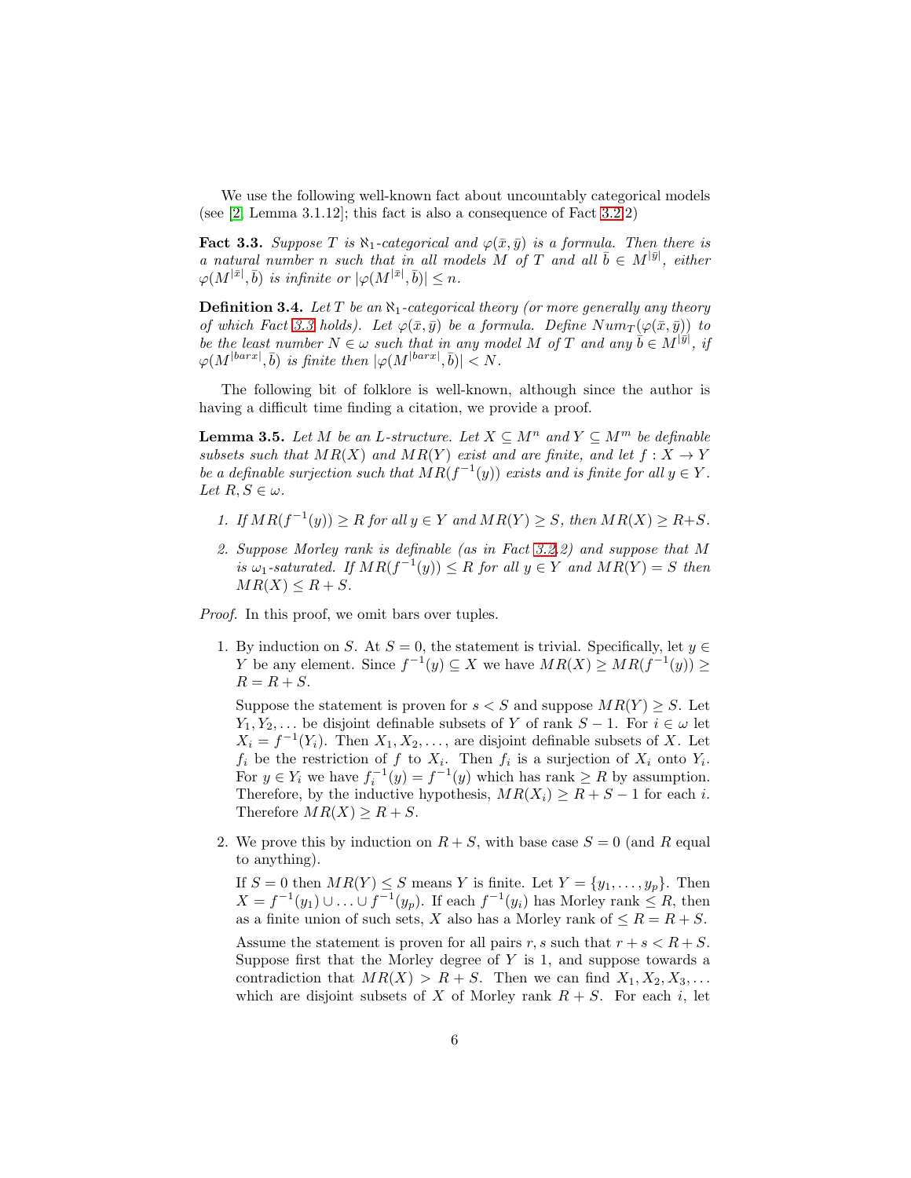We use the following well-known fact about uncountably categorical models (see [2] Lemma 3.1.12]; this fact is also a consequence of Fact 3.2.2)

**Fact 3.3.** *Suppose $T$ is $\aleph_1$-categorical and $\varphi(\bar{x}, \bar{y})$ is a formula. Then there is a natural number $n$ such that in all models $M$ of $T$ and all $\bar{b} \in M^{|\bar{y}|}$, either $\varphi(M^{|\bar{x}|}, \bar{b})$ is infinite or $|\varphi(M^{|\bar{x}|}, \bar{b})| \leq n$.*

**Definition 3.4.** *Let $T$ be an $\aleph_1$-categorical theory (or more generally any theory of which Fact 3.3 holds). Let $\varphi(\bar{x}, \bar{y})$ be a formula. Define $Num_T(\varphi(\bar{x}, \bar{y}))$ to be the least number $N \in \omega$ such that in any model $M$ of $T$ and any $\bar{b} \in M^{|\bar{y}|}$, if $\varphi(M^{|barx|}, \bar{b})$ is finite then $|\varphi(M^{|barx|}, \bar{b})| < N$.*

The following bit of folklore is well-known, although since the author is having a difficult time finding a citation, we provide a proof.

**Lemma 3.5.** *Let $M$ be an $L$-structure. Let $X \subseteq M^n$ and $Y \subseteq M^m$ be definable subsets such that $MR(X)$ and $MR(Y)$ exist and are finite, and let $f : X \to Y$ be a definable surjection such that $MR(f^{-1}(y))$ exists and is finite for all $y \in Y$. Let $R, S \in \omega$.*

1. *If $MR(f^{-1}(y)) \geq R$ for all $y \in Y$ and $MR(Y) \geq S$, then $MR(X) \geq R+S$.*
2. *Suppose Morley rank is definable (as in Fact 3.2.2) and suppose that $M$ is $\omega_1$-saturated. If $MR(f^{-1}(y)) \leq R$ for all $y \in Y$ and $MR(Y) = S$ then $MR(X) \leq R + S$.*

*Proof.* In this proof, we omit bars over tuples.

1. By induction on $S$. At $S = 0$, the statement is trivial. Specifically, let $y \in Y$ be any element. Since $f^{-1}(y) \subseteq X$ we have $MR(X) \geq MR(f^{-1}(y)) \geq R = R + S$.

   Suppose the statement is proven for $s < S$ and suppose $MR(Y) \geq S$. Let $Y_1, Y_2, \ldots$ be disjoint definable subsets of $Y$ of rank $S - 1$. For $i \in \omega$ let $X_i = f^{-1}(Y_i)$. Then $X_1, X_2, \ldots,$ are disjoint definable subsets of $X$. Let $f_i$ be the restriction of $f$ to $X_i$. Then $f_i$ is a surjection of $X_i$ onto $Y_i$. For $y \in Y_i$ we have $f_i^{-1}(y) = f^{-1}(y)$ which has rank $\geq R$ by assumption. Therefore, by the inductive hypothesis, $MR(X_i) \geq R + S - 1$ for each $i$. Therefore $MR(X) \geq R + S$.

2. We prove this by induction on $R + S$, with base case $S = 0$ (and $R$ equal to anything).

   If $S = 0$ then $MR(Y) \leq S$ means $Y$ is finite. Let $Y = \{y_1, \ldots, y_p\}$. Then $X = f^{-1}(y_1) \cup \ldots \cup f^{-1}(y_p)$. If each $f^{-1}(y_i)$ has Morley rank $\leq R$, then as a finite union of such sets, $X$ also has a Morley rank of $\leq R = R + S$.

   Assume the statement is proven for all pairs $r, s$ such that $r + s < R + S$. Suppose first that the Morley degree of $Y$ is 1, and suppose towards a contradiction that $MR(X) > R + S$. Then we can find $X_1, X_2, X_3, \ldots$ which are disjoint subsets of $X$ of Morley rank $R + S$. For each $i$, let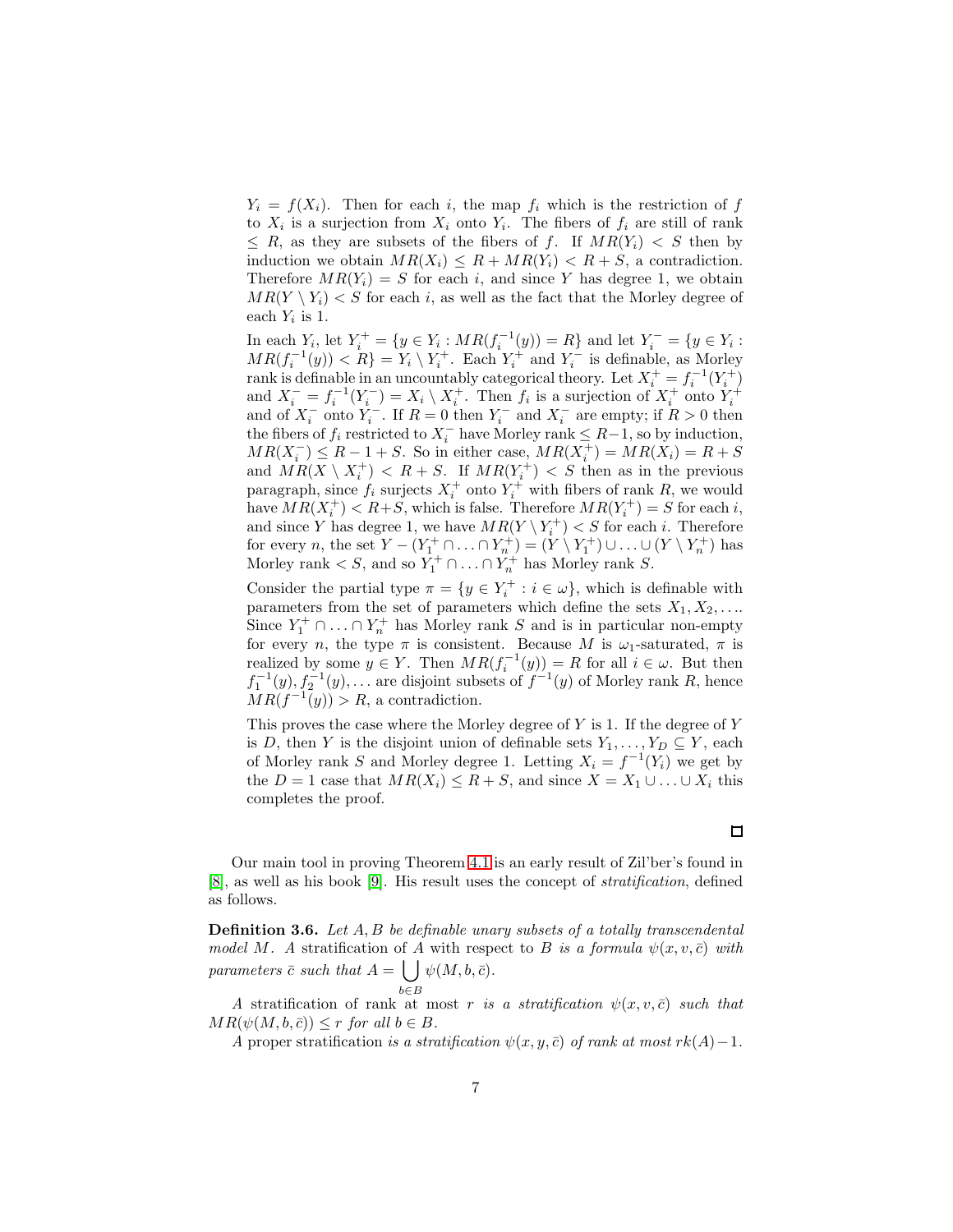$Y_i = f(X_i)$. Then for each $i$, the map $f_i$ which is the restriction of $f$ to $X_i$ is a surjection from $X_i$ onto $Y_i$. The fibers of $f_i$ are still of rank $\leq R$, as they are subsets of the fibers of $f$. If $MR(Y_i) < S$ then by induction we obtain $MR(X_i) \leq R + MR(Y_i) < R + S$, a contradiction. Therefore $MR(Y_i) = S$ for each $i$, and since $Y$ has degree 1, we obtain $MR(Y \setminus Y_i) < S$ for each $i$, as well as the fact that the Morley degree of each $Y_i$ is 1.

In each $Y_i$, let $Y_i^+ = \{y \in Y_i : MR(f_i^{-1}(y)) = R\}$ and let $Y_i^- = \{y \in Y_i : MR(f_i^{-1}(y)) < R\} = Y_i \setminus Y_i^+$. Each $Y_i^+$ and $Y_i^-$ is definable, as Morley rank is definable in an uncountably categorical theory. Let $X_i^+ = f_i^{-1}(Y_i^+)$ and $X_i^- = f_i^{-1}(Y_i^-) = X_i \setminus X_i^+$. Then $f_i$ is a surjection of $X_i^+$ onto $Y_i^+$ and of $X_i^-$ onto $Y_i^-$. If $R = 0$ then $Y_i^-$ and $X_i^-$ are empty; if $R > 0$ then the fibers of $f_i$ restricted to $X_i^-$ have Morley rank $\leq R-1$, so by induction, $MR(X_i^-) \leq R - 1 + S$. So in either case, $MR(X_i^+) = MR(X_i) = R + S$ and $MR(X \setminus X_i^+) < R + S$. If $MR(Y_i^+) < S$ then as in the previous paragraph, since $f_i$ surjects $X_i^+$ onto $Y_i^+$ with fibers of rank $R$, we would have $MR(X_i^+) < R+S$, which is false. Therefore $MR(Y_i^+) = S$ for each $i$, and since $Y$ has degree 1, we have $MR(Y \setminus Y_i^+) < S$ for each $i$. Therefore for every $n$, the set $Y - (Y_1^+ \cap \ldots \cap Y_n^+) = (Y \setminus Y_1^+) \cup \ldots \cup (Y \setminus Y_n^+)$ has Morley rank $< S$, and so $Y_1^+ \cap \ldots \cap Y_n^+$ has Morley rank $S$.

Consider the partial type $\pi = \{y \in Y_i^+ : i \in \omega\}$, which is definable with parameters from the set of parameters which define the sets $X_1, X_2, \ldots$. Since $Y_1^+ \cap \ldots \cap Y_n^+$ has Morley rank $S$ and is in particular non-empty for every $n$, the type $\pi$ is consistent. Because $M$ is $\omega_1$-saturated, $\pi$ is realized by some $y \in Y$. Then $MR(f_i^{-1}(y)) = R$ for all $i \in \omega$. But then $f_1^{-1}(y), f_2^{-1}(y), \ldots$ are disjoint subsets of $f^{-1}(y)$ of Morley rank $R$, hence $MR(f^{-1}(y)) > R$, a contradiction.

This proves the case where the Morley degree of $Y$ is 1. If the degree of $Y$ is $D$, then $Y$ is the disjoint union of definable sets $Y_1, \ldots, Y_D \subseteq Y$, each of Morley rank $S$ and Morley degree 1. Letting $X_i = f^{-1}(Y_i)$ we get by the $D = 1$ case that $MR(X_i) \leq R + S$, and since $X = X_1 \cup \ldots \cup X_i$ this completes the proof.

□

Our main tool in proving Theorem 4.1 is an early result of Zil'ber's found in [8], as well as his book [9]. His result uses the concept of *stratification*, defined as follows.

**Definition 3.6.** *Let $A, B$ be definable unary subsets of a totally transcendental model $M$. A stratification of $A$ with respect to $B$ is a formula $\psi(x, v, \bar{c})$ with parameters $\bar{c}$ such that $A = \bigcup_{b \in B} \psi(M, b, \bar{c})$.*

*A* stratification of rank at most $r$ *is a stratification $\psi(x, v, \bar{c})$ such that $MR(\psi(M, b, \bar{c})) \leq r$ for all $b \in B$.*

*A* proper stratification *is a stratification $\psi(x, y, \bar{c})$ of rank at most $rk(A) - 1$.*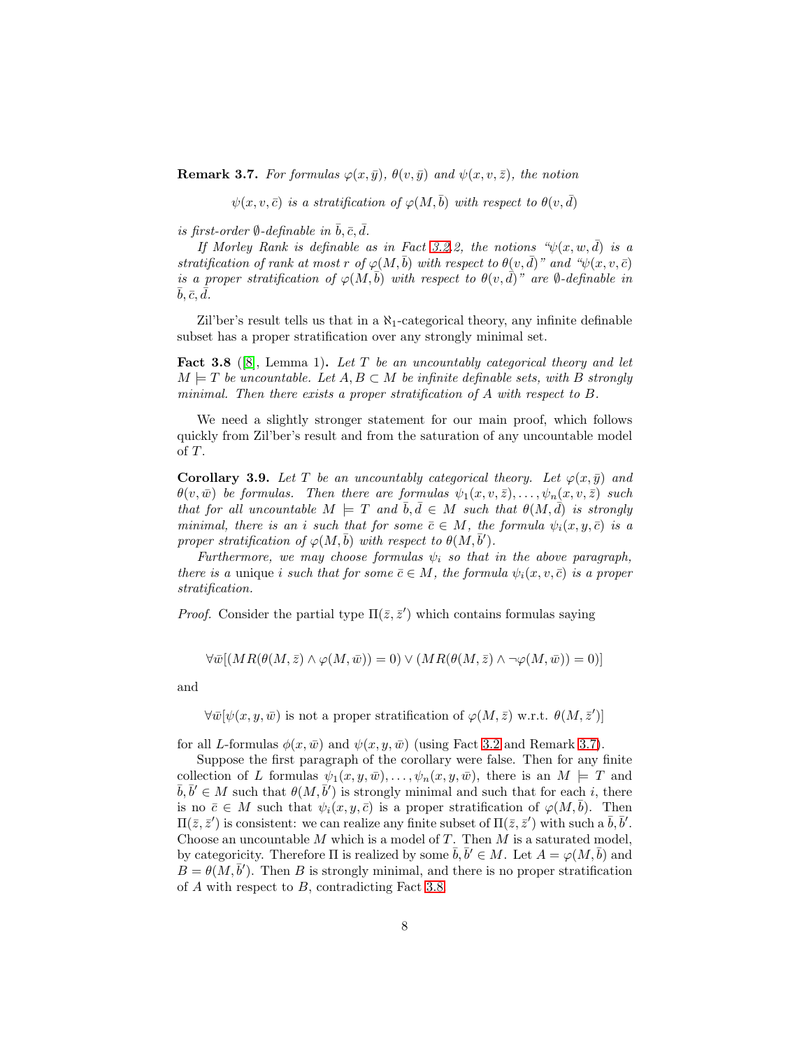**Remark 3.7.** *For formulas $\varphi(x, \bar{y})$, $\theta(v, \bar{y})$ and $\psi(x, v, \bar{z})$, the notion*

$$\psi(x, v, \bar{c}) \text{ is a stratification of } \varphi(M, \bar{b}) \text{ with respect to } \theta(v, \bar{d})$$

*is first-order $\emptyset$-definable in $\bar{b}, \bar{c}, \bar{d}$.*

*If Morley Rank is definable as in Fact 3.2.2, the notions "$\psi(x, w, \bar{d})$ is a stratification of rank at most $r$ of $\varphi(M, \bar{b})$ with respect to $\theta(v, \bar{d})$" and "$\psi(x, v, \bar{c})$ is a proper stratification of $\varphi(M, \bar{b})$ with respect to $\theta(v, \bar{d})$" are $\emptyset$-definable in $\bar{b}, \bar{c}, \bar{d}$.*

Zil'ber's result tells us that in a $\aleph_1$-categorical theory, any infinite definable subset has a proper stratification over any strongly minimal set.

**Fact 3.8** ([8], Lemma 1)**.** *Let $T$ be an uncountably categorical theory and let $M \models T$ be uncountable. Let $A, B \subset M$ be infinite definable sets, with $B$ strongly minimal. Then there exists a proper stratification of $A$ with respect to $B$.*

We need a slightly stronger statement for our main proof, which follows quickly from Zil'ber's result and from the saturation of any uncountable model of $T$.

**Corollary 3.9.** *Let $T$ be an uncountably categorical theory. Let $\varphi(x, \bar{y})$ and $\theta(v, \bar{w})$ be formulas. Then there are formulas $\psi_1(x, v, \bar{z}), \ldots, \psi_n(x, v, \bar{z})$ such that for all uncountable $M \models T$ and $\bar{b}, \bar{d} \in M$ such that $\theta(M, \bar{d})$ is strongly minimal, there is an $i$ such that for some $\bar{c} \in M$, the formula $\psi_i(x, y, \bar{c})$ is a proper stratification of $\varphi(M, \bar{b})$ with respect to $\theta(M, \bar{b}')$.*

*Furthermore, we may choose formulas $\psi_i$ so that in the above paragraph, there is a* unique *$i$ such that for some $\bar{c} \in M$, the formula $\psi_i(x, v, \bar{c})$ is a proper stratification.*

*Proof.* Consider the partial type $\Pi(\bar{z}, \bar{z}')$ which contains formulas saying

$$\forall \bar{w}[(MR(\theta(M, \bar{z}) \wedge \varphi(M, \bar{w})) = 0) \vee (MR(\theta(M, \bar{z}) \wedge \neg\varphi(M, \bar{w})) = 0)]$$

and

$$\forall \bar{w}[\psi(x, y, \bar{w}) \text{ is not a proper stratification of } \varphi(M, \bar{z}) \text{ w.r.t. } \theta(M, \bar{z}')]$$

for all $L$-formulas $\phi(x, \bar{w})$ and $\psi(x, y, \bar{w})$ (using Fact 3.2 and Remark 3.7).

Suppose the first paragraph of the corollary were false. Then for any finite collection of $L$ formulas $\psi_1(x, y, \bar{w}), \ldots, \psi_n(x, y, \bar{w})$, there is an $M \models T$ and $\bar{b}, \bar{b}' \in M$ such that $\theta(M, \bar{b}')$ is strongly minimal and such that for each $i$, there is no $\bar{c} \in M$ such that $\psi_i(x, y, \bar{c})$ is a proper stratification of $\varphi(M, \bar{b})$. Then $\Pi(\bar{z}, \bar{z}')$ is consistent: we can realize any finite subset of $\Pi(\bar{z}, \bar{z}')$ with such a $\bar{b}, \bar{b}'$. Choose an uncountable $M$ which is a model of $T$. Then $M$ is a saturated model, by categoricity. Therefore $\Pi$ is realized by some $\bar{b}, \bar{b}' \in M$. Let $A = \varphi(M, \bar{b})$ and $B = \theta(M, \bar{b}')$. Then $B$ is strongly minimal, and there is no proper stratification of $A$ with respect to $B$, contradicting Fact 3.8.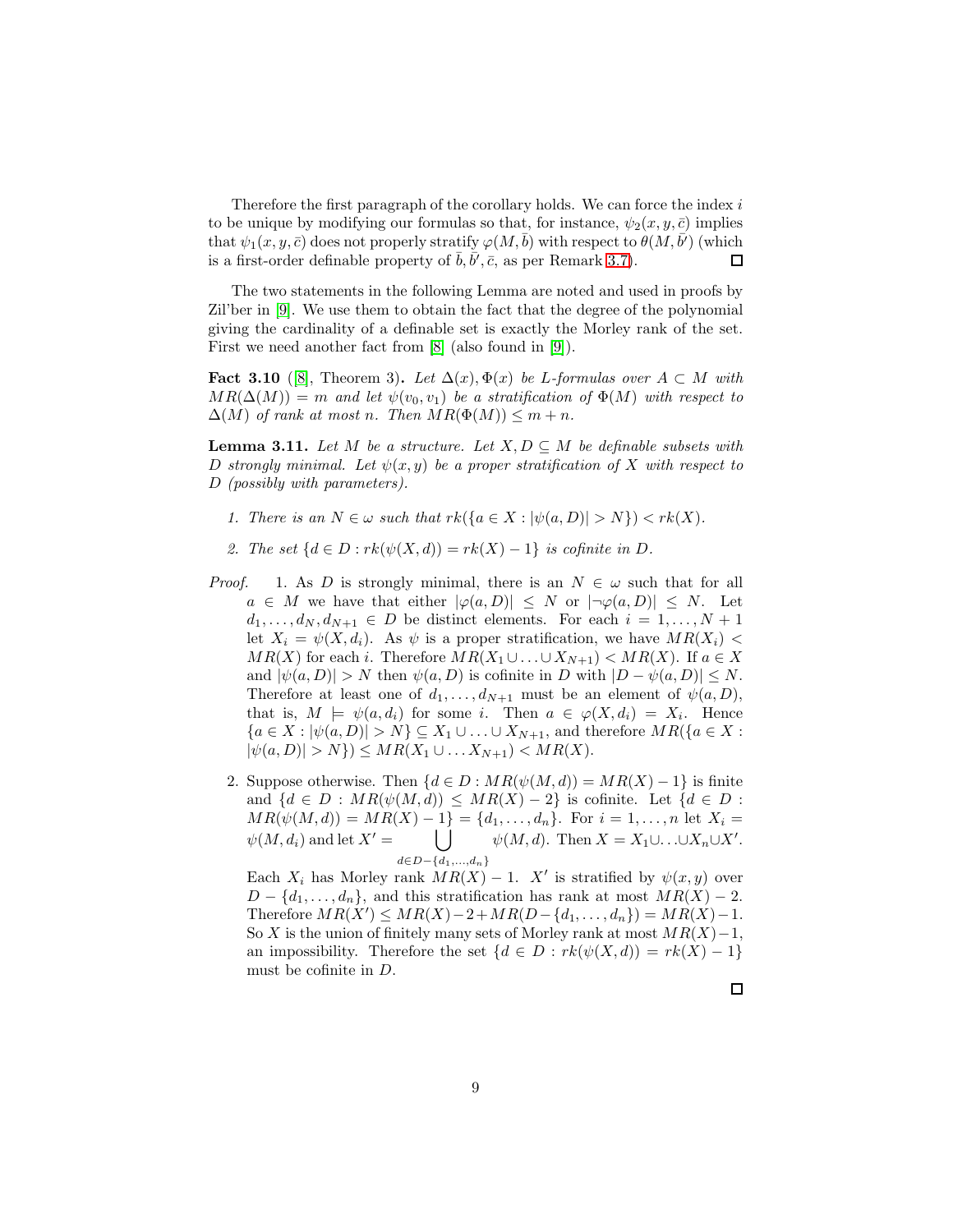Therefore the first paragraph of the corollary holds. We can force the index $i$ to be unique by modifying our formulas so that, for instance, $\psi_2(x, y, \bar{c})$ implies that $\psi_1(x, y, \bar{c})$ does not properly stratify $\varphi(M, \bar{b})$ with respect to $\theta(M, \bar{b}')$ (which is a first-order definable property of $\bar{b}, \bar{b}', \bar{c}$, as per Remark 3.7). ◻

The two statements in the following Lemma are noted and used in proofs by Zil'ber in [9]. We use them to obtain the fact that the degree of the polynomial giving the cardinality of a definable set is exactly the Morley rank of the set. First we need another fact from [8] (also found in [9]).

**Fact 3.10** ([8], Theorem 3)**.** *Let $\Delta(x), \Phi(x)$ be $L$-formulas over $A \subset M$ with $MR(\Delta(M)) = m$ and let $\psi(v_0, v_1)$ be a stratification of $\Phi(M)$ with respect to $\Delta(M)$ of rank at most $n$. Then $MR(\Phi(M)) \leq m + n$.*

**Lemma 3.11.** *Let $M$ be a structure. Let $X, D \subseteq M$ be definable subsets with $D$ strongly minimal. Let $\psi(x, y)$ be a proper stratification of $X$ with respect to $D$ (possibly with parameters).*

1. *There is an $N \in \omega$ such that $rk(\{a \in X : |\psi(a, D)| > N\}) < rk(X)$.*
2. *The set $\{d \in D : rk(\psi(X, d)) = rk(X) - 1\}$ is cofinite in $D$.*

*Proof.*

1. As $D$ is strongly minimal, there is an $N \in \omega$ such that for all $a \in M$ we have that either $|\varphi(a, D)| \leq N$ or $|\neg\varphi(a, D)| \leq N$. Let $d_1, \ldots, d_N, d_{N+1} \in D$ be distinct elements. For each $i = 1, \ldots, N + 1$ let $X_i = \psi(X, d_i)$. As $\psi$ is a proper stratification, we have $MR(X_i) < MR(X)$ for each $i$. Therefore $MR(X_1 \cup \ldots \cup X_{N+1}) < MR(X)$. If $a \in X$ and $|\psi(a, D)| > N$ then $\psi(a, D)$ is cofinite in $D$ with $|D - \psi(a, D)| \leq N$. Therefore at least one of $d_1, \ldots, d_{N+1}$ must be an element of $\psi(a, D)$, that is, $M \models \psi(a, d_i)$ for some $i$. Then $a \in \varphi(X, d_i) = X_i$. Hence $\{a \in X : |\psi(a, D)| > N\} \subseteq X_1 \cup \ldots \cup X_{N+1}$, and therefore $MR(\{a \in X : |\psi(a, D)| > N\}) \leq MR(X_1 \cup \ldots X_{N+1}) < MR(X)$.

2. Suppose otherwise. Then $\{d \in D : MR(\psi(M, d)) = MR(X) - 1\}$ is finite and $\{d \in D : MR(\psi(M, d)) \leq MR(X) - 2\}$ is cofinite. Let $\{d \in D : MR(\psi(M, d)) = MR(X) - 1\} = \{d_1, \ldots, d_n\}$. For $i = 1, \ldots, n$ let $X_i = \psi(M, d_i)$ and let $X' = \bigcup_{d \in D - \{d_1, \ldots, d_n\}} \psi(M, d)$. Then $X = X_1 \cup \ldots \cup X_n \cup X'$. Each $X_i$ has Morley rank $MR(X) - 1$. $X'$ is stratified by $\psi(x, y)$ over $D - \{d_1, \ldots, d_n\}$, and this stratification has rank at most $MR(X) - 2$. Therefore $MR(X') \leq MR(X) - 2 + MR(D - \{d_1, \ldots, d_n\}) = MR(X) - 1$. So $X$ is the union of finitely many sets of Morley rank at most $MR(X) - 1$, an impossibility. Therefore the set $\{d \in D : rk(\psi(X, d)) = rk(X) - 1\}$ must be cofinite in $D$.

◻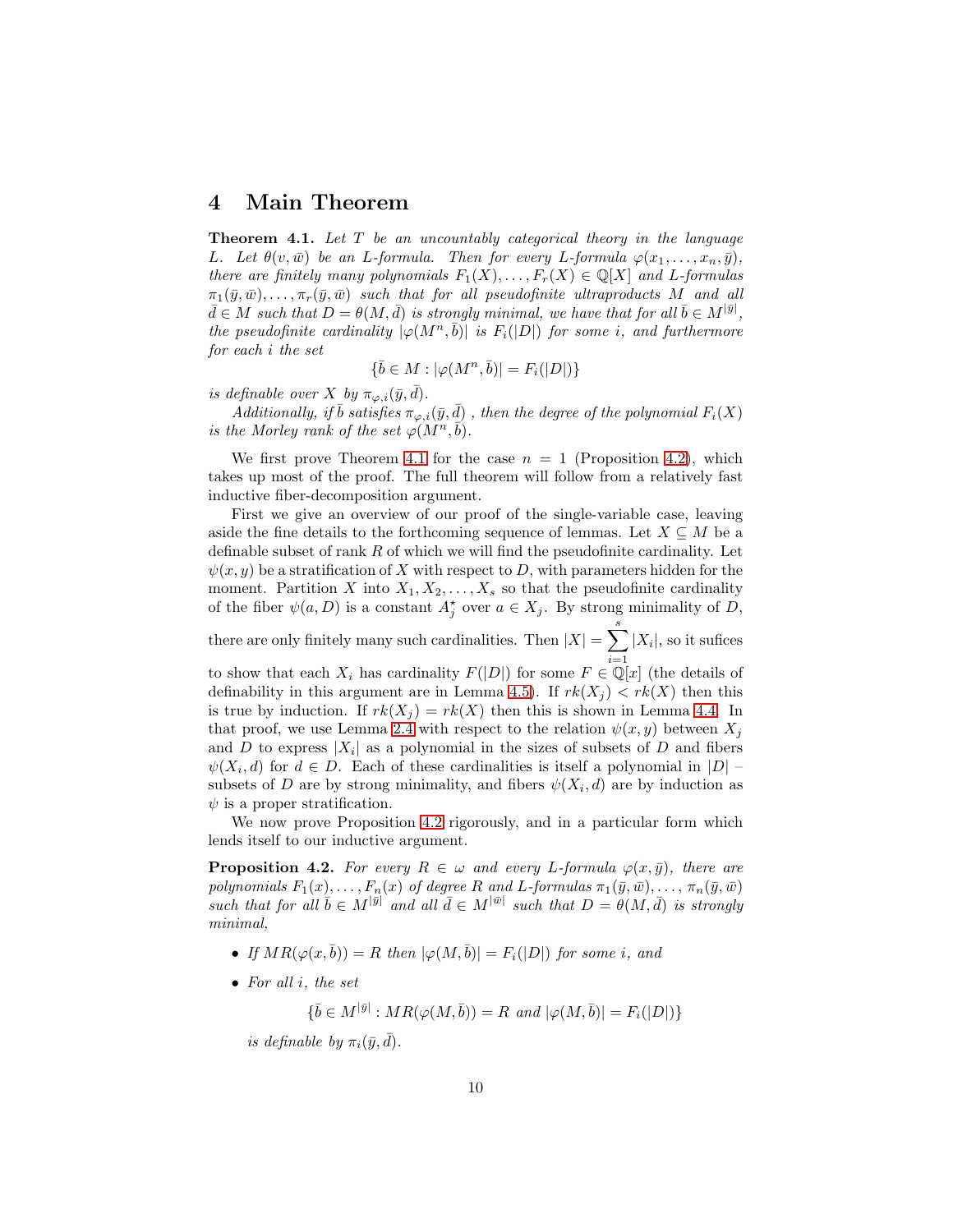# 4 Main Theorem

**Theorem 4.1.** *Let $T$ be an uncountably categorical theory in the language $L$. Let $\theta(v, \bar{w})$ be an $L$-formula. Then for every $L$-formula $\varphi(x_1, \ldots, x_n, \bar{y})$, there are finitely many polynomials $F_1(X), \ldots, F_r(X) \in \mathbb{Q}[X]$ and $L$-formulas $\pi_1(\bar{y}, \bar{w}), \ldots, \pi_r(\bar{y}, \bar{w})$ such that for all pseudofinite ultraproducts $M$ and all $\bar{d} \in M$ such that $D = \theta(M, \bar{d})$ is strongly minimal, we have that for all $\bar{b} \in M^{|\bar{y}|}$, the pseudofinite cardinality $|\varphi(M^n, \bar{b})|$ is $F_i(|D|)$ for some $i$, and furthermore for each $i$ the set*

$$\{\bar{b} \in M : |\varphi(M^n, \bar{b})| = F_i(|D|)\}$$

*is definable over $X$ by $\pi_{\varphi,i}(\bar{y}, \bar{d})$.*

*Additionally, if $\bar{b}$ satisfies $\pi_{\varphi,i}(\bar{y}, \bar{d})$ , then the degree of the polynomial $F_i(X)$ is the Morley rank of the set $\varphi(M^n, \bar{b})$.*

We first prove Theorem 4.1 for the case $n = 1$ (Proposition 4.2), which takes up most of the proof. The full theorem will follow from a relatively fast inductive fiber-decomposition argument.

First we give an overview of our proof of the single-variable case, leaving aside the fine details to the forthcoming sequence of lemmas. Let $X \subseteq M$ be a definable subset of rank $R$ of which we will find the pseudofinite cardinality. Let $\psi(x, y)$ be a stratification of $X$ with respect to $D$, with parameters hidden for the moment. Partition $X$ into $X_1, X_2, \ldots, X_s$ so that the pseudofinite cardinality of the fiber $\psi(a, D)$ is a constant $A_j^\star$ over $a \in X_j$. By strong minimality of $D$, there are only finitely many such cardinalities. Then $|X| = \sum_{i=1}^{s} |X_i|$, so it sufices to show that each $X_i$ has cardinality $F(|D|)$ for some $F \in \mathbb{Q}[x]$ (the details of definability in this argument are in Lemma 4.5). If $rk(X_j) < rk(X)$ then this is true by induction. If $rk(X_j) = rk(X)$ then this is shown in Lemma 4.4. In that proof, we use Lemma 2.4 with respect to the relation $\psi(x, y)$ between $X_j$ and $D$ to express $|X_i|$ as a polynomial in the sizes of subsets of $D$ and fibers $\psi(X_i, d)$ for $d \in D$. Each of these cardinalities is itself a polynomial in $|D|$ – subsets of $D$ are by strong minimality, and fibers $\psi(X_i, d)$ are by induction as $\psi$ is a proper stratification.

We now prove Proposition 4.2 rigorously, and in a particular form which lends itself to our inductive argument.

**Proposition 4.2.** *For every $R \in \omega$ and every $L$-formula $\varphi(x, \bar{y})$, there are polynomials $F_1(x), \ldots, F_n(x)$ of degree $R$ and $L$-formulas $\pi_1(\bar{y}, \bar{w}), \ldots, \pi_n(\bar{y}, \bar{w})$ such that for all $\bar{b} \in M^{|\bar{y}|}$ and all $\bar{d} \in M^{|\bar{w}|}$ such that $D = \theta(M, \bar{d})$ is strongly minimal,*

- *If $MR(\varphi(x, \bar{b})) = R$ then $|\varphi(M, \bar{b})| = F_i(|D|)$ for some $i$, and*
- *For all $i$, the set*

  $$\{\bar{b} \in M^{|\bar{y}|} : MR(\varphi(M, \bar{b})) = R \text{ and } |\varphi(M, \bar{b})| = F_i(|D|)\}$$

  *is definable by $\pi_i(\bar{y}, \bar{d})$.*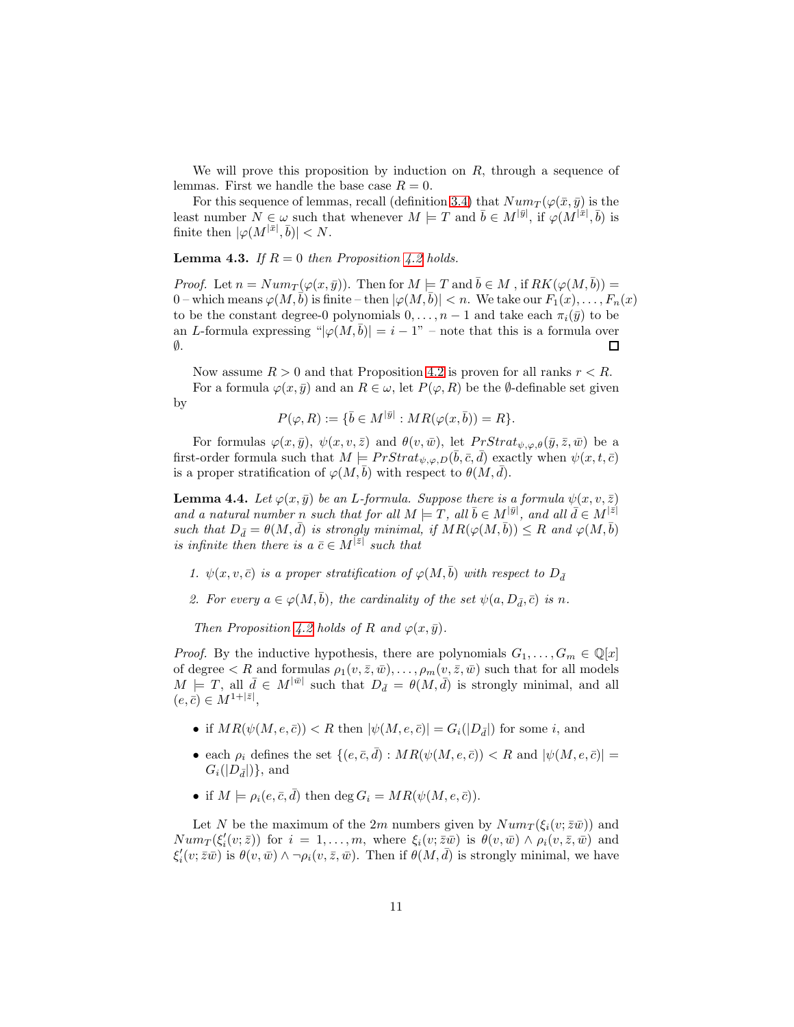We will prove this proposition by induction on $R$, through a sequence of lemmas. First we handle the base case $R = 0$.

For this sequence of lemmas, recall (definition 3.4) that $Num_T(\varphi(\bar{x}, \bar{y})$ is the least number $N \in \omega$ such that whenever $M \models T$ and $\bar{b} \in M^{|\bar{y}|}$, if $\varphi(M^{|\bar{x}|}, \bar{b})$ is finite then $|\varphi(M^{|\bar{x}|}, \bar{b})| < N$.

**Lemma 4.3.** *If $R = 0$ then Proposition 4.2 holds.*

*Proof.* Let $n = Num_T(\varphi(x, \bar{y}))$. Then for $M \models T$ and $\bar{b} \in M$ , if $RK(\varphi(M, \bar{b})) = 0$ – which means $\varphi(M, \bar{b})$ is finite – then $|\varphi(M, \bar{b})| < n$. We take our $F_1(x), \ldots, F_n(x)$ to be the constant degree-0 polynomials $0, \ldots, n-1$ and take each $\pi_i(\bar{y})$ to be an $L$-formula expressing "$|\varphi(M, \bar{b})| = i - 1$" – note that this is a formula over $\emptyset$. ∎

Now assume $R > 0$ and that Proposition 4.2 is proven for all ranks $r < R$.

For a formula $\varphi(x, \bar{y})$ and an $R \in \omega$, let $P(\varphi, R)$ be the $\emptyset$-definable set given by

$$P(\varphi, R) := \{\bar{b} \in M^{|\bar{y}|} : MR(\varphi(x, \bar{b})) = R\}.$$

For formulas $\varphi(x, \bar{y})$, $\psi(x, v, \bar{z})$ and $\theta(v, \bar{w})$, let $PrStrat_{\psi,\varphi,\theta}(\bar{y}, \bar{z}, \bar{w})$ be a first-order formula such that $M \models PrStrat_{\psi,\varphi,D}(\bar{b}, \bar{c}, \bar{d})$ exactly when $\psi(x, t, \bar{c})$ is a proper stratification of $\varphi(M, \bar{b})$ with respect to $\theta(M, \bar{d})$.

**Lemma 4.4.** *Let $\varphi(x, \bar{y})$ be an $L$-formula. Suppose there is a formula $\psi(x, v, \bar{z})$ and a natural number $n$ such that for all $M \models T$, all $\bar{b} \in M^{|\bar{y}|}$, and all $\bar{d} \in M^{|\bar{z}|}$ such that $D_{\bar{d}} = \theta(M, \bar{d})$ is strongly minimal, if $MR(\varphi(M, \bar{b})) \leq R$ and $\varphi(M, \bar{b})$ is infinite then there is a $\bar{c} \in M^{|\bar{z}|}$ such that*

1. *$\psi(x, v, \bar{c})$ is a proper stratification of $\varphi(M, \bar{b})$ with respect to $D_{\bar{d}}$*
2. *For every $a \in \varphi(M, \bar{b})$, the cardinality of the set $\psi(a, D_{\bar{d}}, \bar{c})$ is $n$.*

*Then Proposition 4.2 holds of $R$ and $\varphi(x, \bar{y})$.*

*Proof.* By the inductive hypothesis, there are polynomials $G_1, \ldots, G_m \in \mathbb{Q}[x]$ of degree $< R$ and formulas $\rho_1(v, \bar{z}, \bar{w}), \ldots, \rho_m(v, \bar{z}, \bar{w})$ such that for all models $M \models T$, all $\bar{d} \in M^{|\bar{w}|}$ such that $D_{\bar{d}} = \theta(M, \bar{d})$ is strongly minimal, and all $(e, \bar{c}) \in M^{1+|\bar{z}|}$,

- if $MR(\psi(M, e, \bar{c})) < R$ then $|\psi(M, e, \bar{c})| = G_i(|D_{\bar{d}}|)$ for some $i$, and
- each $\rho_i$ defines the set $\{(e, \bar{c}, \bar{d}) : MR(\psi(M, e, \bar{c})) < R$ and $|\psi(M, e, \bar{c})| = G_i(|D_{\bar{d}}|)\}$, and
- if $M \models \rho_i(e, \bar{c}, \bar{d})$ then $\deg G_i = MR(\psi(M, e, \bar{c}))$.

Let $N$ be the maximum of the $2m$ numbers given by $Num_T(\xi_i(v; \bar{z}\bar{w}))$ and $Num_T(\xi'_i(v; \bar{z}))$ for $i = 1, \ldots, m$, where $\xi_i(v; \bar{z}\bar{w})$ is $\theta(v, \bar{w}) \wedge \rho_i(v, \bar{z}, \bar{w})$ and $\xi'_i(v; \bar{z}\bar{w})$ is $\theta(v, \bar{w}) \wedge \neg\rho_i(v, \bar{z}, \bar{w})$. Then if $\theta(M, \bar{d})$ is strongly minimal, we have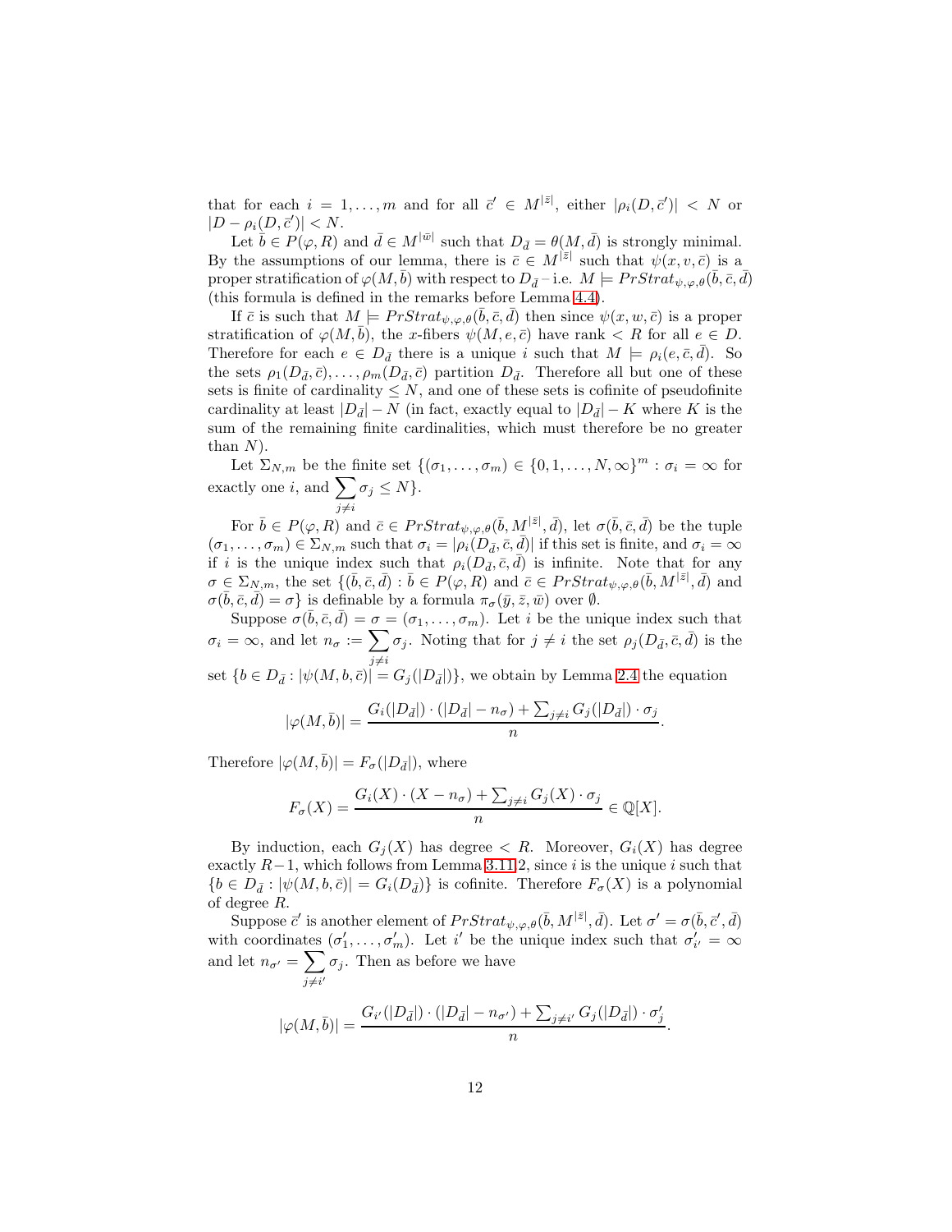that for each $i = 1, \ldots, m$ and for all $\bar{c}' \in M^{|\bar{z}|}$, either $|\rho_i(D, \bar{c}')| < N$ or $|D - \rho_i(D, \bar{c}')| < N$.

Let $\bar{b} \in P(\varphi, R)$ and $\bar{d} \in M^{|\bar{w}|}$ such that $D_{\bar{d}} = \theta(M, \bar{d})$ is strongly minimal. By the assumptions of our lemma, there is $\bar{c} \in M^{|\bar{z}|}$ such that $\psi(x, v, \bar{c})$ is a proper stratification of $\varphi(M, \bar{b})$ with respect to $D_{\bar{d}}$ – i.e. $M \models PrStrat_{\psi,\varphi,\theta}(\bar{b}, \bar{c}, \bar{d})$ (this formula is defined in the remarks before Lemma 4.4).

If $\bar{c}$ is such that $M \models PrStrat_{\psi,\varphi,\theta}(\bar{b}, \bar{c}, \bar{d})$ then since $\psi(x, w, \bar{c})$ is a proper stratification of $\varphi(M, \bar{b})$, the $x$-fibers $\psi(M, e, \bar{c})$ have rank $< R$ for all $e \in D$. Therefore for each $e \in D_{\bar{d}}$ there is a unique $i$ such that $M \models \rho_i(e, \bar{c}, \bar{d})$. So the sets $\rho_1(D_{\bar{d}}, \bar{c}), \ldots, \rho_m(D_{\bar{d}}, \bar{c})$ partition $D_{\bar{d}}$. Therefore all but one of these sets is finite of cardinality $\leq N$, and one of these sets is cofinite of pseudofinite cardinality at least $|D_{\bar{d}}| - N$ (in fact, exactly equal to $|D_{\bar{d}}| - K$ where $K$ is the sum of the remaining finite cardinalities, which must therefore be no greater than $N$).

Let $\Sigma_{N,m}$ be the finite set $\{(\sigma_1, \ldots, \sigma_m) \in \{0, 1, \ldots, N, \infty\}^m : \sigma_i = \infty$ for exactly one $i$, and $\sum_{j \neq i} \sigma_j \leq N\}$.

For $\bar{b} \in P(\varphi, R)$ and $\bar{c} \in PrStrat_{\psi,\varphi,\theta}(\bar{b}, M^{|\bar{z}|}, \bar{d})$, let $\sigma(\bar{b}, \bar{c}, \bar{d})$ be the tuple $(\sigma_1, \ldots, \sigma_m) \in \Sigma_{N,m}$ such that $\sigma_i = |\rho_i(D_{\bar{d}}, \bar{c}, \bar{d})|$ if this set is finite, and $\sigma_i = \infty$ if $i$ is the unique index such that $\rho_i(D_{\bar{d}}, \bar{c}, \bar{d})$ is infinite. Note that for any $\sigma \in \Sigma_{N,m}$, the set $\{(\bar{b}, \bar{c}, \bar{d}) : \bar{b} \in P(\varphi, R)$ and $\bar{c} \in PrStrat_{\psi,\varphi,\theta}(\bar{b}, M^{|\bar{z}|}, \bar{d})$ and $\sigma(\bar{b}, \bar{c}, \bar{d}) = \sigma\}$ is definable by a formula $\pi_\sigma(\bar{y}, \bar{z}, \bar{w})$ over $\emptyset$.

Suppose $\sigma(\bar{b}, \bar{c}, \bar{d}) = \sigma = (\sigma_1, \ldots, \sigma_m)$. Let $i$ be the unique index such that $\sigma_i = \infty$, and let $n_\sigma := \sum_{j \neq i} \sigma_j$. Noting that for $j \neq i$ the set $\rho_j(D_{\bar{d}}, \bar{c}, \bar{d})$ is the set $\{b \in D_{\bar{d}} : |\psi(M, b, \bar{c})| = G_j(|D_{\bar{d}}|)\}$, we obtain by Lemma 2.4 the equation

$$|\varphi(M, \bar{b})| = \frac{G_i(|D_{\bar{d}}|) \cdot (|D_{\bar{d}}| - n_\sigma) + \sum_{j \neq i} G_j(|D_{\bar{d}}|) \cdot \sigma_j}{n}.$$

Therefore $|\varphi(M, \bar{b})| = F_\sigma(|D_{\bar{d}}|)$, where

$$F_\sigma(X) = \frac{G_i(X) \cdot (X - n_\sigma) + \sum_{j \neq i} G_j(X) \cdot \sigma_j}{n} \in \mathbb{Q}[X].$$

By induction, each $G_j(X)$ has degree $< R$. Moreover, $G_i(X)$ has degree exactly $R - 1$, which follows from Lemma 3.11.2, since $i$ is the unique $i$ such that $\{b \in D_{\bar{d}} : |\psi(M, b, \bar{c})| = G_i(D_{\bar{d}})\}$ is cofinite. Therefore $F_\sigma(X)$ is a polynomial of degree $R$.

Suppose $\bar{c}'$ is another element of $PrStrat_{\psi,\varphi,\theta}(\bar{b}, M^{|\bar{z}|}, \bar{d})$. Let $\sigma' = \sigma(\bar{b}, \bar{c}', \bar{d})$ with coordinates $(\sigma'_1, \ldots, \sigma'_m)$. Let $i'$ be the unique index such that $\sigma'_{i'} = \infty$ and let $n_{\sigma'} = \sum_{j \neq i'} \sigma_j$. Then as before we have

$$|\varphi(M, \bar{b})| = \frac{G_{i'}(|D_{\bar{d}}|) \cdot (|D_{\bar{d}}| - n_{\sigma'}) + \sum_{j \neq i'} G_j(|D_{\bar{d}}|) \cdot \sigma'_j}{n}.$$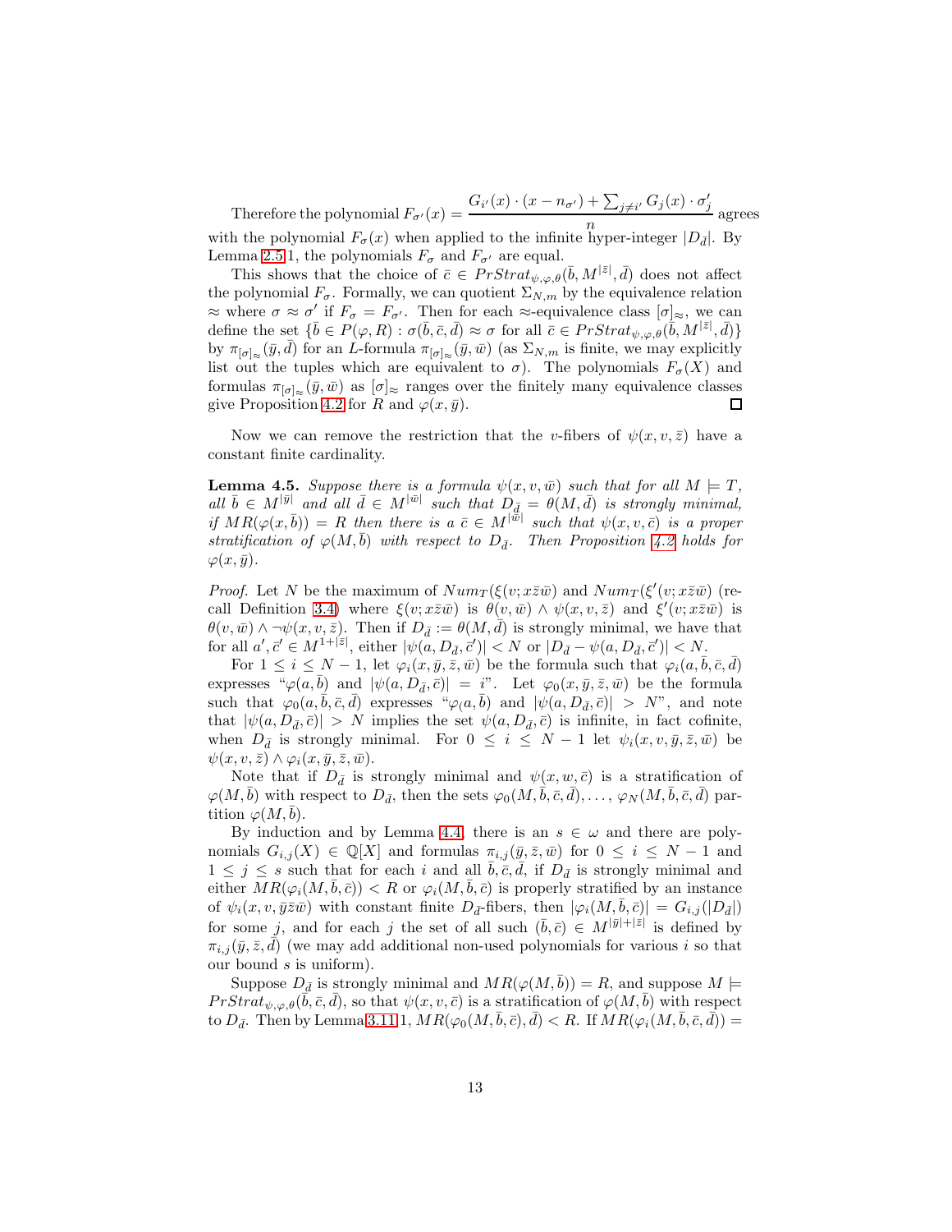Therefore the polynomial $F_{\sigma'}(x) = \dfrac{G_{i'}(x) \cdot (x - n_{\sigma'}) + \sum_{j \neq i'} G_j(x) \cdot \sigma'_j}{n}$ agrees with the polynomial $F_\sigma(x)$ when applied to the infinite hyper-integer $|D_{\bar{d}}|$. By Lemma 2.5.1, the polynomials $F_\sigma$ and $F_{\sigma'}$ are equal.

This shows that the choice of $\bar{c} \in PrStrat_{\psi,\varphi,\theta}(\bar{b}, M^{|\bar{z}|}, \bar{d})$ does not affect the polynomial $F_\sigma$. Formally, we can quotient $\Sigma_{N,m}$ by the equivalence relation $\approx$ where $\sigma \approx \sigma'$ if $F_\sigma = F_{\sigma'}$. Then for each $\approx$-equivalence class $[\sigma]_\approx$, we can define the set $\{\bar{b} \in P(\varphi, R) : \sigma(\bar{b}, \bar{c}, \bar{d}) \approx \sigma$ for all $\bar{c} \in PrStrat_{\psi,\varphi,\theta}(\bar{b}, M^{|\bar{z}|}, \bar{d})\}$ by $\pi_{[\sigma]_\approx}(\bar{y}, \bar{d})$ for an $L$-formula $\pi_{[\sigma]_\approx}(\bar{y}, \bar{w})$ (as $\Sigma_{N,m}$ is finite, we may explicitly list out the tuples which are equivalent to $\sigma$). The polynomials $F_\sigma(X)$ and formulas $\pi_{[\sigma]_\approx}(\bar{y}, \bar{w})$ as $[\sigma]_\approx$ ranges over the finitely many equivalence classes give Proposition 4.2 for $R$ and $\varphi(x, \bar{y})$. $\square$

Now we can remove the restriction that the $v$-fibers of $\psi(x, v, \bar{z})$ have a constant finite cardinality.

**Lemma 4.5.** *Suppose there is a formula $\psi(x, v, \bar{w})$ such that for all $M \models T$, all $\bar{b} \in M^{|\bar{y}|}$ and all $\bar{d} \in M^{|\bar{w}|}$ such that $D_{\bar{d}} = \theta(M, \bar{d})$ is strongly minimal, if $MR(\varphi(x, \bar{b})) = R$ then there is a $\bar{c} \in M^{|\bar{w}|}$ such that $\psi(x, v, \bar{c})$ is a proper stratification of $\varphi(M, \bar{b})$ with respect to $D_{\bar{d}}$. Then Proposition 4.2 holds for $\varphi(x, \bar{y})$.*

*Proof.* Let $N$ be the maximum of $Num_T(\xi(v; x\bar{z}\bar{w})$ and $Num_T(\xi'(v; x\bar{z}\bar{w})$ (recall Definition 3.4) where $\xi(v; x\bar{z}\bar{w})$ is $\theta(v, \bar{w}) \wedge \psi(x, v, \bar{z})$ and $\xi'(v; x\bar{z}\bar{w})$ is $\theta(v, \bar{w}) \wedge \neg\psi(x, v, \bar{z})$. Then if $D_{\bar{d}} := \theta(M, \bar{d})$ is strongly minimal, we have that for all $a', \bar{c}' \in M^{1+|\bar{z}|}$, either $|\psi(a, D_{\bar{d}}, \bar{c}')| < N$ or $|D_{\bar{d}} - \psi(a, D_{\bar{d}}, \bar{c}')| < N$.

For $1 \leq i \leq N - 1$, let $\varphi_i(x, \bar{y}, \bar{z}, \bar{w})$ be the formula such that $\varphi_i(a, \bar{b}, \bar{c}, \bar{d})$ expresses "$\varphi(a, \bar{b})$ and $|\psi(a, D_{\bar{d}}, \bar{c})| = i$". Let $\varphi_0(x, \bar{y}, \bar{z}, \bar{w})$ be the formula such that $\varphi_0(a, \bar{b}, \bar{c}, \bar{d})$ expresses "$\varphi(a, \bar{b})$ and $|\psi(a, D_{\bar{d}}, \bar{c})| > N$", and note that $|\psi(a, D_{\bar{d}}, \bar{c})| > N$ implies the set $\psi(a, D_{\bar{d}}, \bar{c})$ is infinite, in fact cofinite, when $D_{\bar{d}}$ is strongly minimal. For $0 \leq i \leq N - 1$ let $\psi_i(x, v, \bar{y}, \bar{z}, \bar{w})$ be $\psi(x, v, \bar{z}) \wedge \varphi_i(x, \bar{y}, \bar{z}, \bar{w})$.

Note that if $D_{\bar{d}}$ is strongly minimal and $\psi(x, w, \bar{c})$ is a stratification of $\varphi(M, \bar{b})$ with respect to $D_{\bar{d}}$, then the sets $\varphi_0(M, \bar{b}, \bar{c}, \bar{d}), \ldots, \varphi_N(M, \bar{b}, \bar{c}, \bar{d})$ partition $\varphi(M, \bar{b})$.

By induction and by Lemma 4.4, there is an $s \in \omega$ and there are polynomials $G_{i,j}(X) \in \mathbb{Q}[X]$ and formulas $\pi_{i,j}(\bar{y}, \bar{z}, \bar{w})$ for $0 \leq i \leq N - 1$ and $1 \leq j \leq s$ such that for each $i$ and all $\bar{b}, \bar{c}, \bar{d}$, if $D_{\bar{d}}$ is strongly minimal and either $MR(\varphi_i(M, \bar{b}, \bar{c})) < R$ or $\varphi_i(M, \bar{b}, \bar{c})$ is properly stratified by an instance of $\psi_i(x, v, \bar{y}\bar{z}\bar{w})$ with constant finite $D_{\bar{d}}$-fibers, then $|\varphi_i(M, \bar{b}, \bar{c})| = G_{i,j}(|D_{\bar{d}}|)$ for some $j$, and for each $j$ the set of all such $(\bar{b}, \bar{c}) \in M^{|\bar{y}|+|\bar{z}|}$ is defined by $\pi_{i,j}(\bar{y}, \bar{z}, \bar{d})$ (we may add additional non-used polynomials for various $i$ so that our bound $s$ is uniform).

Suppose $D_{\bar{d}}$ is strongly minimal and $MR(\varphi(M, \bar{b})) = R$, and suppose $M \models PrStrat_{\psi,\varphi,\theta}(\bar{b}, \bar{c}, \bar{d})$, so that $\psi(x, v, \bar{c})$ is a stratification of $\varphi(M, \bar{b})$ with respect to $D_{\bar{d}}$. Then by Lemma 3.11.1, $MR(\varphi_0(M, \bar{b}, \bar{c}), \bar{d}) < R$. If $MR(\varphi_i(M, \bar{b}, \bar{c}, \bar{d})) =$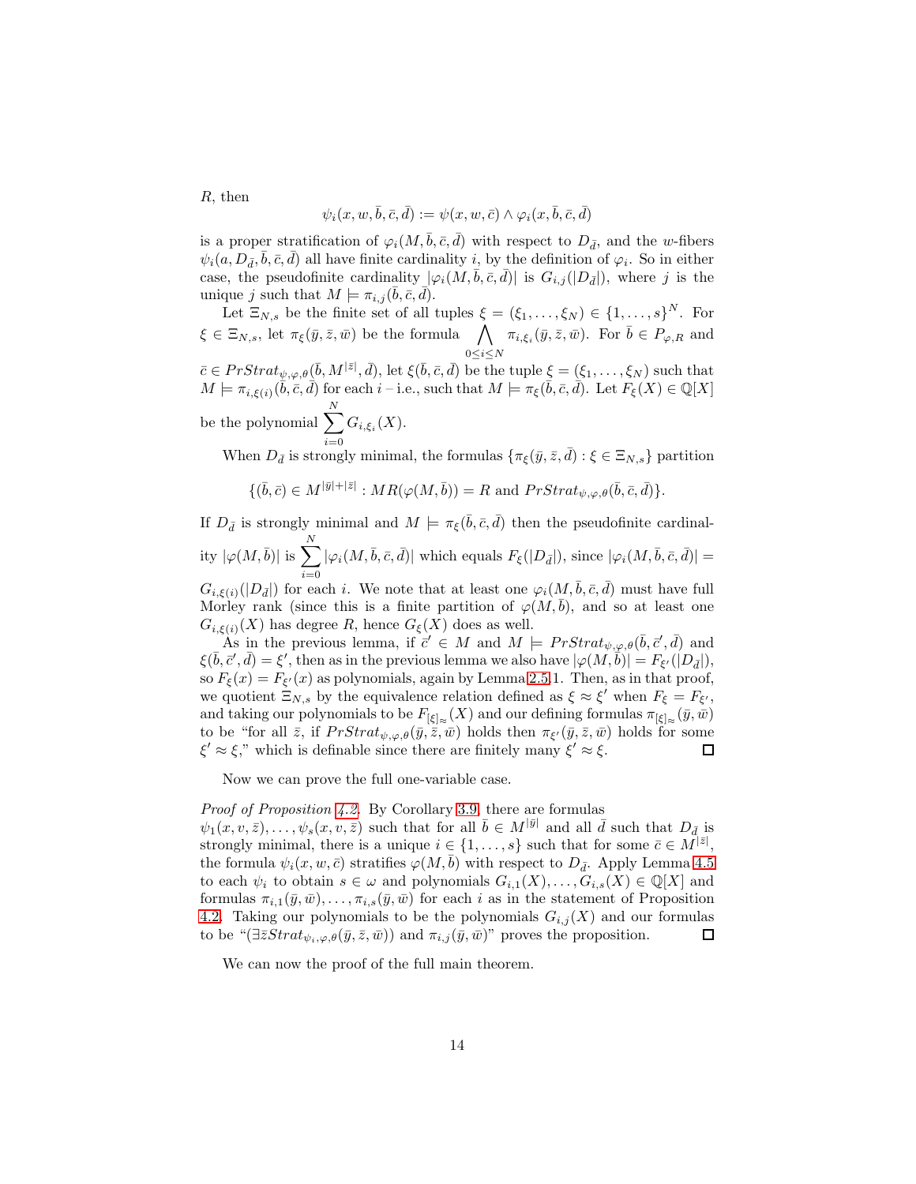$R$, then

$$\psi_i(x, w, \bar{b}, \bar{c}, \bar{d}) := \psi(x, w, \bar{c}) \wedge \varphi_i(x, \bar{b}, \bar{c}, \bar{d})$$

is a proper stratification of $\varphi_i(M, \bar{b}, \bar{c}, \bar{d})$ with respect to $D_{\bar{d}}$, and the $w$-fibers $\psi_i(a, D_{\bar{d}}, \bar{b}, \bar{c}, \bar{d})$ all have finite cardinality $i$, by the definition of $\varphi_i$. So in either case, the pseudofinite cardinality $|\varphi_i(M, \bar{b}, \bar{c}, \bar{d})|$ is $G_{i,j}(|D_{\bar{d}}|)$, where $j$ is the unique $j$ such that $M \models \pi_{i,j}(\bar{b}, \bar{c}, \bar{d})$.

Let $\Xi_{N,s}$ be the finite set of all tuples $\xi = (\xi_1, \dots, \xi_N) \in \{1, \dots, s\}^N$. For $\xi \in \Xi_{N,s}$, let $\pi_\xi(\bar{y}, \bar{z}, \bar{w})$ be the formula $\bigwedge_{0 \leq i \leq N} \pi_{i,\xi_i}(\bar{y}, \bar{z}, \bar{w})$. For $\bar{b} \in P_{\varphi,R}$ and $\bar{c} \in PrStrat_{\psi,\varphi,\theta}(\bar{b}, M^{|\bar{z}|}, \bar{d})$, let $\xi(\bar{b}, \bar{c}, \bar{d})$ be the tuple $\xi = (\xi_1, \dots, \xi_N)$ such that $M \models \pi_{i,\xi(i)}(\bar{b}, \bar{c}, \bar{d})$ for each $i$ – i.e., such that $M \models \pi_\xi(\bar{b}, \bar{c}, \bar{d})$. Let $F_\xi(X) \in \mathbb{Q}[X]$ be the polynomial $\sum_{i=0}^{N} G_{i,\xi_i}(X)$.

When $D_{\bar{d}}$ is strongly minimal, the formulas $\{\pi_\xi(\bar{y}, \bar{z}, \bar{d}) : \xi \in \Xi_{N,s}\}$ partition

$$\{(\bar{b}, \bar{c}) \in M^{|\bar{y}|+|\bar{z}|} : MR(\varphi(M, \bar{b})) = R \text{ and } PrStrat_{\psi,\varphi,\theta}(\bar{b}, \bar{c}, \bar{d})\}.$$

If $D_{\bar{d}}$ is strongly minimal and $M \models \pi_\xi(\bar{b}, \bar{c}, \bar{d})$ then the pseudofinite cardinality $|\varphi(M, \bar{b})|$ is $\sum_{i=0}^{N} |\varphi_i(M, \bar{b}, \bar{c}, \bar{d})|$ which equals $F_\xi(|D_{\bar{d}}|)$, since $|\varphi_i(M, \bar{b}, \bar{c}, \bar{d})| = G_{i,\xi(i)}(|D_{\bar{d}}|)$ for each $i$. We note that at least one $\varphi_i(M, \bar{b}, \bar{c}, \bar{d})$ must have full Morley rank (since this is a finite partition of $\varphi(M, \bar{b})$, and so at least one $G_{i,\xi(i)}(X)$ has degree $R$, hence $G_\xi(X)$ does as well.

As in the previous lemma, if $\bar{c}' \in M$ and $M \models PrStrat_{\psi,\varphi,\theta}(\bar{b}, \bar{c}', \bar{d})$ and $\xi(\bar{b}, \bar{c}', \bar{d}) = \xi'$, then as in the previous lemma we also have $|\varphi(M, \bar{b})| = F_{\xi'}(|D_{\bar{d}}|)$, so $F_\xi(x) = F_{\xi'}(x)$ as polynomials, again by Lemma 2.5.1. Then, as in that proof, we quotient $\Xi_{N,s}$ by the equivalence relation defined as $\xi \approx \xi'$ when $F_\xi = F_{\xi'}$, and taking our polynomials to be $F_{[\xi]_\approx}(X)$ and our defining formulas $\pi_{[\xi]_\approx}(\bar{y}, \bar{w})$ to be "for all $\bar{z}$, if $PrStrat_{\psi,\varphi,\theta}(\bar{y}, \bar{z}, \bar{w})$ holds then $\pi_{\xi'}(\bar{y}, \bar{z}, \bar{w})$ holds for some $\xi' \approx \xi$," which is definable since there are finitely many $\xi' \approx \xi$. □

Now we can prove the full one-variable case.

*Proof of Proposition 4.2.* By Corollary 3.9, there are formulas $\psi_1(x, v, \bar{z}), \dots, \psi_s(x, v, \bar{z})$ such that for all $\bar{b} \in M^{|\bar{y}|}$ and all $\bar{d}$ such that $D_{\bar{d}}$ is strongly minimal, there is a unique $i \in \{1, \dots, s\}$ such that for some $\bar{c} \in M^{|\bar{z}|}$, the formula $\psi_i(x, w, \bar{c})$ stratifies $\varphi(M, \bar{b})$ with respect to $D_{\bar{d}}$. Apply Lemma 4.5 to each $\psi_i$ to obtain $s \in \omega$ and polynomials $G_{i,1}(X), \dots, G_{i,s}(X) \in \mathbb{Q}[X]$ and formulas $\pi_{i,1}(\bar{y}, \bar{w}), \dots, \pi_{i,s}(\bar{y}, \bar{w})$ for each $i$ as in the statement of Proposition 4.2. Taking our polynomials to be the polynomials $G_{i,j}(X)$ and our formulas to be "$(\exists \bar{z} Strat_{\psi_i,\varphi,\theta}(\bar{y}, \bar{z}, \bar{w}))$ and $\pi_{i,j}(\bar{y}, \bar{w})$" proves the proposition. □

We can now the proof of the full main theorem.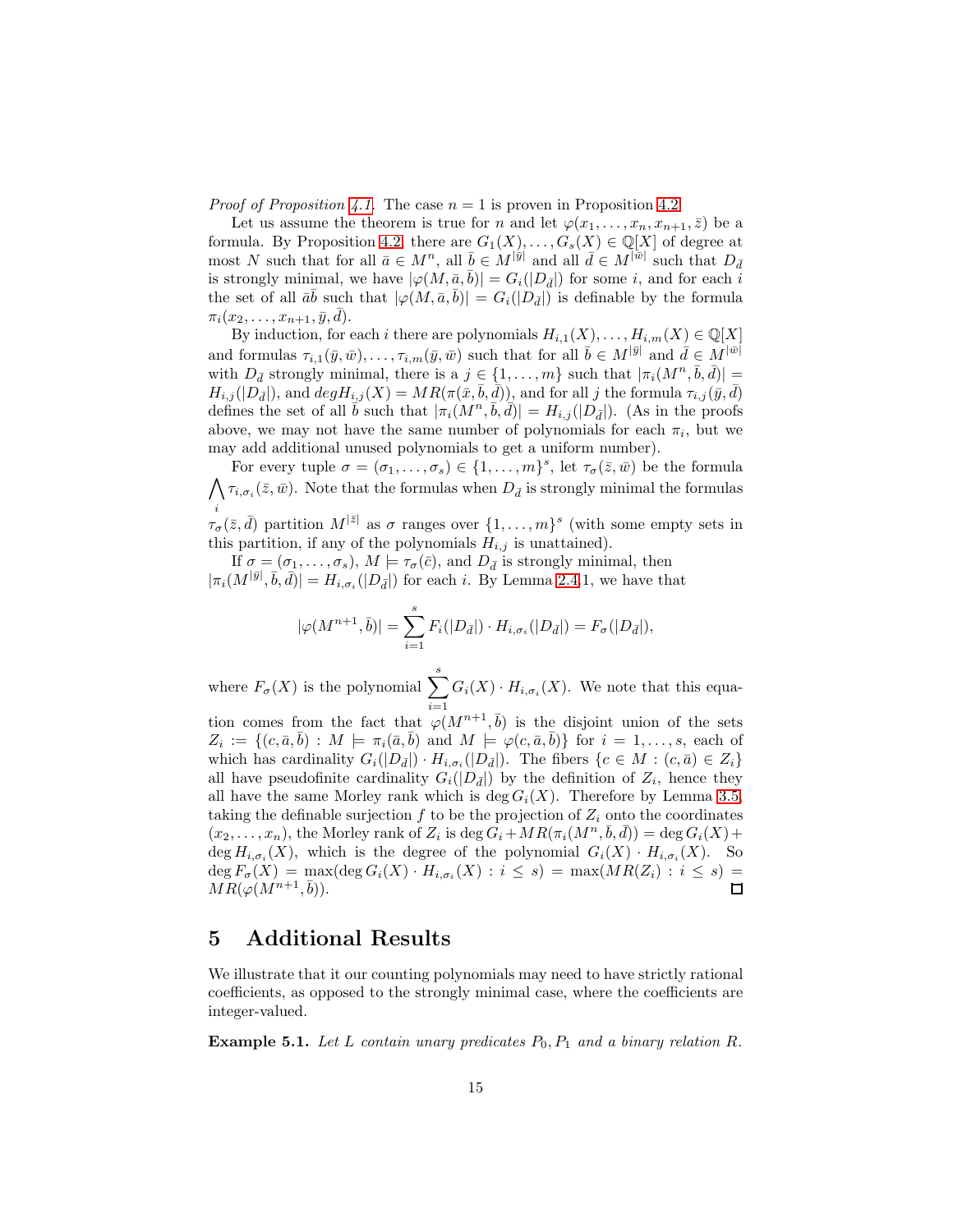*Proof of Proposition 4.1.* The case $n = 1$ is proven in Proposition 4.2.

Let us assume the theorem is true for $n$ and let $\varphi(x_1, \dots, x_n, x_{n+1}, \bar{z})$ be a formula. By Proposition 4.2, there are $G_1(X), \dots, G_s(X) \in \mathbb{Q}[X]$ of degree at most $N$ such that for all $\bar{a} \in M^n$, all $\bar{b} \in M^{|\bar{y}|}$ and all $\bar{d} \in M^{|\bar{w}|}$ such that $D_{\bar{d}}$ is strongly minimal, we have $|\varphi(M, \bar{a}, \bar{b})| = G_i(|D_{\bar{d}}|)$ for some $i$, and for each $i$ the set of all $\bar{a}\bar{b}$ such that $|\varphi(M, \bar{a}, \bar{b})| = G_i(|D_{\bar{d}}|)$ is definable by the formula $\pi_i(x_2, \dots, x_{n+1}, \bar{y}, \bar{d})$.

By induction, for each $i$ there are polynomials $H_{i,1}(X), \dots, H_{i,m}(X) \in \mathbb{Q}[X]$ and formulas $\tau_{i,1}(\bar{y}, \bar{w}), \dots, \tau_{i,m}(\bar{y}, \bar{w})$ such that for all $\bar{b} \in M^{|\bar{y}|}$ and $\bar{d} \in M^{|\bar{w}|}$ with $D_{\bar{d}}$ strongly minimal, there is a $j \in \{1, \dots, m\}$ such that $|\pi_i(M^n, \bar{b}, \bar{d})| = H_{i,j}(|D_{\bar{d}}|)$, and $deg H_{i,j}(X) = MR(\pi(\bar{x}, \bar{b}, \bar{d}))$, and for all $j$ the formula $\tau_{i,j}(\bar{y}, \bar{d})$ defines the set of all $\bar{b}$ such that $|\pi_i(M^n, \bar{b}, \bar{d})| = H_{i,j}(|D_{\bar{d}}|)$. (As in the proofs above, we may not have the same number of polynomials for each $\pi_i$, but we may add additional unused polynomials to get a uniform number).

For every tuple $\sigma = (\sigma_1, \dots, \sigma_s) \in \{1, \dots, m\}^s$, let $\tau_\sigma(\bar{z}, \bar{w})$ be the formula $\bigwedge_i \tau_{i,\sigma_i}(\bar{z}, \bar{w})$. Note that the formulas when $D_{\bar{d}}$ is strongly minimal the formulas $\tau_\sigma(\bar{z}, \bar{d})$ partition $M^{|\bar{z}|}$ as $\sigma$ ranges over $\{1, \dots, m\}^s$ (with some empty sets in this partition, if any of the polynomials $H_{i,j}$ is unattained).

If $\sigma = (\sigma_1, \dots, \sigma_s)$, $M \models \tau_\sigma(\bar{c})$, and $D_{\bar{d}}$ is strongly minimal, then $|\pi_i(M^{|\bar{y}|}, \bar{b}, \bar{d})| = H_{i,\sigma_i}(|D_{\bar{d}}|)$ for each $i$. By Lemma 2.4.1, we have that

$$|\varphi(M^{n+1}, \bar{b})| = \sum_{i=1}^{s} F_i(|D_{\bar{d}}|) \cdot H_{i,\sigma_i}(|D_{\bar{d}}|) = F_\sigma(|D_{\bar{d}}|),$$

where $F_\sigma(X)$ is the polynomial $\sum_{i=1}^{s} G_i(X) \cdot H_{i,\sigma_i}(X)$. We note that this equation comes from the fact that $\varphi(M^{n+1}, \bar{b})$ is the disjoint union of the sets $Z_i := \{(c, \bar{a}, \bar{b}) : M \models \pi_i(\bar{a}, \bar{b}) \text{ and } M \models \varphi(c, \bar{a}, \bar{b})\}$ for $i = 1, \dots, s$, each of which has cardinality $G_i(|D_{\bar{d}}|) \cdot H_{i,\sigma_i}(|D_{\bar{d}}|)$. The fibers $\{c \in M : (c, \bar{a}) \in Z_i\}$ all have pseudofinite cardinality $G_i(|D_{\bar{d}}|)$ by the definition of $Z_i$, hence they all have the same Morley rank which is $\deg G_i(X)$. Therefore by Lemma 3.5, taking the definable surjection $f$ to be the projection of $Z_i$ onto the coordinates $(x_2, \dots, x_n)$, the Morley rank of $Z_i$ is $\deg G_i + MR(\pi_i(M^n, \bar{b}, \bar{d})) = \deg G_i(X) + \deg H_{i,\sigma_i}(X)$, which is the degree of the polynomial $G_i(X) \cdot H_{i,\sigma_i}(X)$. So $\deg F_\sigma(X) = \max(\deg G_i(X) \cdot H_{i,\sigma_i}(X) : i \leq s) = \max(MR(Z_i) : i \leq s) = MR(\varphi(M^{n+1}, \bar{b}))$. ◻

# 5 Additional Results

We illustrate that it our counting polynomials may need to have strictly rational coefficients, as opposed to the strongly minimal case, where the coefficients are integer-valued.

**Example 5.1.** *Let $L$ contain unary predicates $P_0, P_1$ and a binary relation $R$.*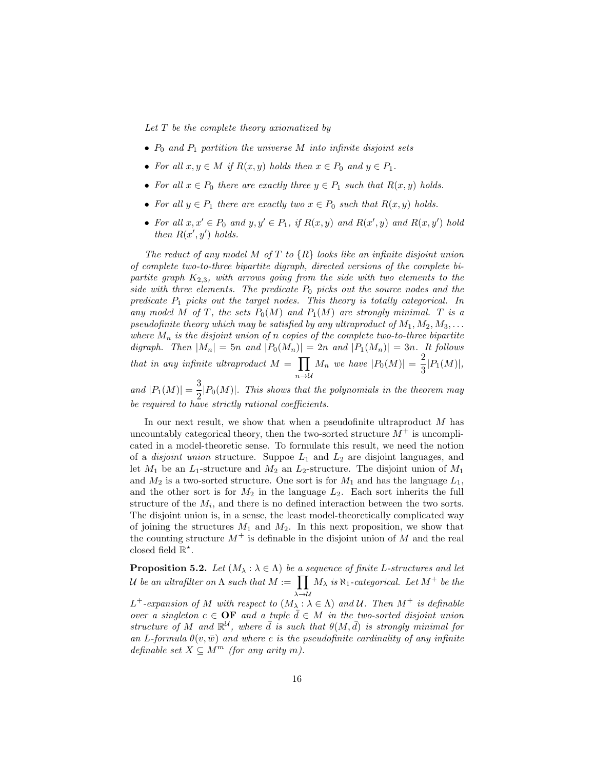*Let $T$ be the complete theory axiomatized by*

- *$P_0$ and $P_1$ partition the universe $M$ into infinite disjoint sets*
- *For all $x, y \in M$ if $R(x, y)$ holds then $x \in P_0$ and $y \in P_1$.*
- *For all $x \in P_0$ there are exactly three $y \in P_1$ such that $R(x, y)$ holds.*
- *For all $y \in P_1$ there are exactly two $x \in P_0$ such that $R(x, y)$ holds.*
- *For all $x, x' \in P_0$ and $y, y' \in P_1$, if $R(x, y)$ and $R(x', y)$ and $R(x, y')$ hold then $R(x', y')$ holds.*

*The reduct of any model $M$ of $T$ to $\{R\}$ looks like an infinite disjoint union of complete two-to-three bipartite digraph, directed versions of the complete bipartite graph $K_{2,3}$, with arrows going from the side with two elements to the side with three elements. The predicate $P_0$ picks out the source nodes and the predicate $P_1$ picks out the target nodes. This theory is totally categorical. In any model $M$ of $T$, the sets $P_0(M)$ and $P_1(M)$ are strongly minimal. $T$ is a pseudofinite theory which may be satisfied by any ultraproduct of $M_1, M_2, M_3, \ldots$ where $M_n$ is the disjoint union of $n$ copies of the complete two-to-three bipartite digraph. Then $|M_n| = 5n$ and $|P_0(M_n)| = 2n$ and $|P_1(M_n)| = 3n$. It follows that in any infinite ultraproduct $M = \prod_{n \to \mathcal{U}} M_n$ we have $|P_0(M)| = \dfrac{2}{3}|P_1(M)|$, and $|P_1(M)| = \dfrac{3}{2}|P_0(M)|$. This shows that the polynomials in the theorem may be required to have strictly rational coefficients.*

In our next result, we show that when a pseudofinite ultraproduct $M$ has uncountably categorical theory, then the two-sorted structure $M^+$ is uncomplicated in a model-theoretic sense. To formulate this result, we need the notion of a *disjoint union* structure. Suppoe $L_1$ and $L_2$ are disjoint languages, and let $M_1$ be an $L_1$-structure and $M_2$ an $L_2$-structure. The disjoint union of $M_1$ and $M_2$ is a two-sorted structure. One sort is for $M_1$ and has the language $L_1$, and the other sort is for $M_2$ in the language $L_2$. Each sort inherits the full structure of the $M_i$, and there is no defined interaction between the two sorts. The disjoint union is, in a sense, the least model-theoretically complicated way of joining the structures $M_1$ and $M_2$. In this next proposition, we show that the counting structure $M^+$ is definable in the disjoint union of $M$ and the real closed field $\mathbb{R}^\star$.

**Proposition 5.2.** *Let $(M_\lambda : \lambda \in \Lambda)$ be a sequence of finite $L$-structures and let $\mathcal{U}$ be an ultrafilter on $\Lambda$ such that $M := \prod_{\lambda \to \mathcal{U}} M_\lambda$ is $\aleph_1$-categorical. Let $M^+$ be the $L^+$-expansion of $M$ with respect to $(M_\lambda : \lambda \in \Lambda)$ and $\mathcal{U}$. Then $M^+$ is definable over a singleton $c \in \mathbf{OF}$ and a tuple $\bar{d} \in M$ in the two-sorted disjoint union structure of $M$ and $\mathbb{R}^{\mathcal{U}}$, where $\bar{d}$ is such that $\theta(M, \bar{d})$ is strongly minimal for an $L$-formula $\theta(v, \bar{w})$ and where $c$ is the pseudofinite cardinality of any infinite definable set $X \subseteq M^m$ (for any arity $m$).*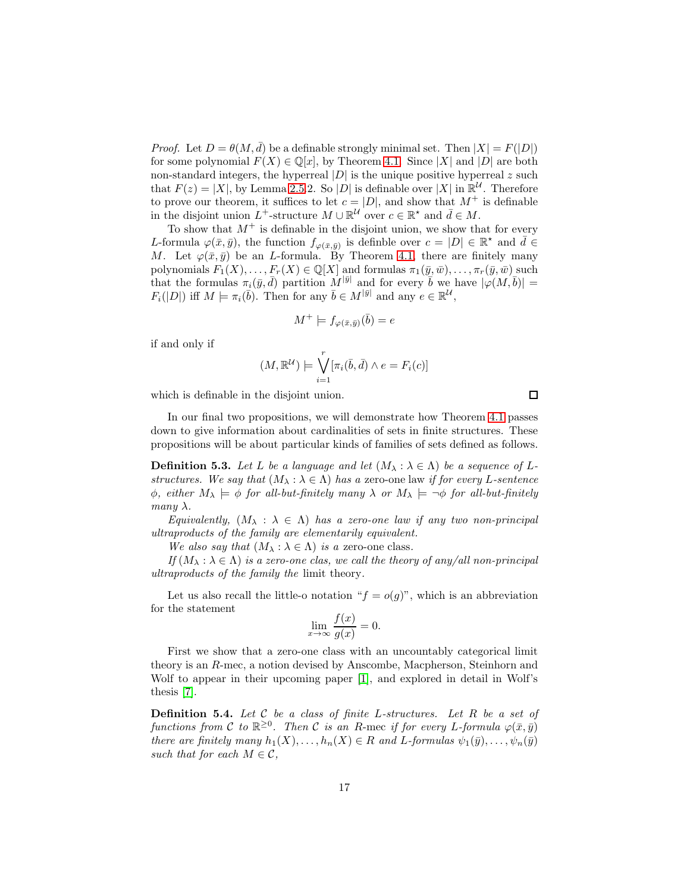*Proof.* Let $D = \theta(M, \bar{d})$ be a definable strongly minimal set. Then $|X| = F(|D|)$ for some polynomial $F(X) \in \mathbb{Q}[x]$, by Theorem 4.1. Since $|X|$ and $|D|$ are both non-standard integers, the hyperreal $|D|$ is the unique positive hyperreal $z$ such that $F(z) = |X|$, by Lemma 2.5.2. So $|D|$ is definable over $|X|$ in $\mathbb{R}^{\mathcal{U}}$. Therefore to prove our theorem, it suffices to let $c = |D|$, and show that $M^+$ is definable in the disjoint union $L^+$-structure $M \cup \mathbb{R}^{\mathcal{U}}$ over $c \in \mathbb{R}^\star$ and $\bar{d} \in M$.

To show that $M^+$ is definable in the disjoint union, we show that for every $L$-formula $\varphi(\bar{x}, \bar{y})$, the function $f_{\varphi(\bar{x},\bar{y})}$ is defin­ble over $c = |D| \in \mathbb{R}^\star$ and $\bar{d} \in M$. Let $\varphi(\bar{x}, \bar{y})$ be an $L$-formula. By Theorem 4.1, there are finitely many polynomials $F_1(X), \ldots, F_r(X) \in \mathbb{Q}[X]$ and formulas $\pi_1(\bar{y}, \bar{w}), \ldots, \pi_r(\bar{y}, \bar{w})$ such that the formulas $\pi_i(\bar{y}, \bar{d})$ partition $M^{|\bar{y}|}$ and for every $\bar{b}$ we have $|\varphi(M, \bar{b})| = F_i(|D|)$ iff $M \models \pi_i(\bar{b})$. Then for any $\bar{b} \in M^{|\bar{y}|}$ and any $e \in \mathbb{R}^{\mathcal{U}}$,

$$M^+ \models f_{\varphi(\bar{x},\bar{y})}(\bar{b}) = e$$

if and only if

$$(M, \mathbb{R}^{\mathcal{U}}) \models \bigvee_{i=1}^{r} [\pi_i(\bar{b}, \bar{d}) \wedge e = F_i(c)]$$

which is definable in the disjoint union. □

In our final two propositions, we will demonstrate how Theorem 4.1 passes down to give information about cardinalities of sets in finite structures. These propositions will be about particular kinds of families of sets defined as follows.

**Definition 5.3.** *Let $L$ be a language and let $(M_\lambda : \lambda \in \Lambda)$ be a sequence of $L$-structures. We say that $(M_\lambda : \lambda \in \Lambda)$ has a* zero-one law *if for every $L$-sentence $\phi$, either $M_\lambda \models \phi$ for all-but-finitely many $\lambda$ or $M_\lambda \models \neg\phi$ for all-but-finitely many $\lambda$.*

*Equivalently, $(M_\lambda : \lambda \in \Lambda)$ has a zero-one law if any two non-principal ultraproducts of the family are elementarily equivalent.*

*We also say that $(M_\lambda : \lambda \in \Lambda)$ is a* zero-one class.

*If $(M_\lambda : \lambda \in \Lambda)$ is a zero-one clas, we call the theory of any/all non-principal ultraproducts of the family the* limit theory.

Let us also recall the little-o notation "$f = o(g)$", which is an abbreviation for the statement

$$\lim_{x\to\infty} \frac{f(x)}{g(x)} = 0.$$

First we show that a zero-one class with an uncountably categorical limit theory is an $R$-mec, a notion devised by Anscombe, Macpherson, Steinhorn and Wolf to appear in their upcoming paper [1], and explored in detail in Wolf's thesis [7].

**Definition 5.4.** *Let $\mathcal{C}$ be a class of finite $L$-structures. Let $R$ be a set of functions from $\mathcal{C}$ to $\mathbb{R}^{\geq 0}$. Then $\mathcal{C}$ is an $R$-mec if for every $L$-formula $\varphi(\bar{x}, \bar{y})$ there are finitely many $h_1(X), \ldots, h_n(X) \in R$ and $L$-formulas $\psi_1(\bar{y}), \ldots, \psi_n(\bar{y})$ such that for each $M \in \mathcal{C}$,*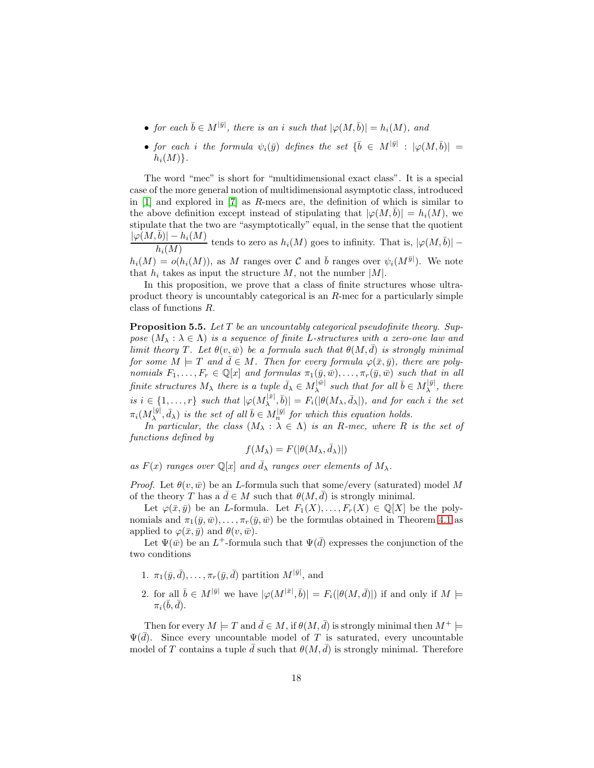- *for each $\bar{b} \in M^{|\bar{y}|}$, there is an $i$ such that $|\varphi(M, \bar{b})| = h_i(M)$, and*
- *for each $i$ the formula $\psi_i(\bar{y})$ defines the set $\{\bar{b} \in M^{|\bar{y}|} : |\varphi(M, \bar{b})| = h_i(M)\}$.*

The word "mec" is short for "multidimensional exact class". It is a special case of the more general notion of multidimensional asymptotic class, introduced in [1] and explored in [7] as $R$-mecs are, the definition of which is similar to the above definition except instead of stipulating that $|\varphi(M, \bar{b})| = h_i(M)$, we stipulate that the two are "asymptotically" equal, in the sense that the quotient $\dfrac{|\varphi(M, \bar{b})| - h_i(M)}{h_i(M)}$ tends to zero as $h_i(M)$ goes to infinity. That is, $|\varphi(M, \bar{b})| - h_i(M) = o(h_i(M))$, as $M$ ranges over $\mathcal{C}$ and $\bar{b}$ ranges over $\psi_i(M^{\bar{y}|})$. We note that $h_i$ takes as input the structure $M$, not the number $|M|$.

In this proposition, we prove that a class of finite structures whose ultraproduct theory is uncountably categorical is an $R$-mec for a particularly simple class of functions $R$.

**Proposition 5.5.** *Let $T$ be an uncountably categorical pseudofinite theory. Suppose $(M_\lambda : \lambda \in \Lambda)$ is a sequence of finite $L$-structures with a zero-one law and limit theory $T$. Let $\theta(v, \bar{w})$ be a formula such that $\theta(M, \bar{d})$ is strongly minimal for some $M \models T$ and $\bar{d} \in M$. Then for every formula $\varphi(\bar{x}, \bar{y})$, there are polynomials $F_1, \ldots, F_r \in \mathbb{Q}[x]$ and formulas $\pi_1(\bar{y}, \bar{w}), \ldots, \pi_r(\bar{y}, \bar{w})$ such that in all finite structures $M_\lambda$ there is a tuple $\bar{d}_\lambda \in M_\lambda^{|\bar{w}|}$ such that for all $\bar{b} \in M_\lambda^{|\bar{y}|}$, there is $i \in \{1, \ldots, r\}$ such that $|\varphi(M_\lambda^{|\bar{x}|}, \bar{b})| = F_i(|\theta(M_\lambda, \bar{d}_\lambda|)$, and for each $i$ the set $\pi_i(M_\lambda^{|\bar{y}|}, \bar{d}_\lambda)$ is the set of all $\bar{b} \in M_n^{|\bar{y}|}$ for which this equation holds.*

*In particular, the class $(M_\lambda : \lambda \in \Lambda)$ is an $R$-mec, where $R$ is the set of functions defined by*

$$f(M_\lambda) = F(|\theta(M_\lambda, \bar{d}_\lambda)|)$$

*as $F(x)$ ranges over $\mathbb{Q}[x]$ and $\bar{d}_\lambda$ ranges over elements of $M_\lambda$.*

*Proof.* Let $\theta(v, \bar{w})$ be an $L$-formula such that some/every (saturated) model $M$ of the theory $T$ has a $\bar{d} \in M$ such that $\theta(M, \bar{d})$ is strongly minimal.

Let $\varphi(\bar{x}, \bar{y})$ be an $L$-formula. Let $F_1(X), \ldots, F_r(X) \in \mathbb{Q}[X]$ be the polynomials and $\pi_1(\bar{y}, \bar{w}), \ldots, \pi_r(\bar{y}, \bar{w})$ be the formulas obtained in Theorem 4.1 as applied to $\varphi(\bar{x}, \bar{y})$ and $\theta(v, \bar{w})$.

Let $\Psi(\bar{w})$ be an $L^+$-formula such that $\Psi(\bar{d})$ expresses the conjunction of the two conditions

1. $\pi_1(\bar{y}, \bar{d}), \ldots, \pi_r(\bar{y}, \bar{d})$ partition $M^{|\bar{y}|}$, and
2. for all $\bar{b} \in M^{|\bar{y}|}$ we have $|\varphi(M^{|\bar{x}|}, \bar{b})| = F_i(|\theta(M, \bar{d})|)$ if and only if $M \models \pi_i(\bar{b}, \bar{d})$.

Then for every $M \models T$ and $\bar{d} \in M$, if $\theta(M, \bar{d})$ is strongly minimal then $M^+ \models \Psi(\bar{d})$. Since every uncountable model of $T$ is saturated, every uncountable model of $T$ contains a tuple $\bar{d}$ such that $\theta(M, \bar{d})$ is strongly minimal. Therefore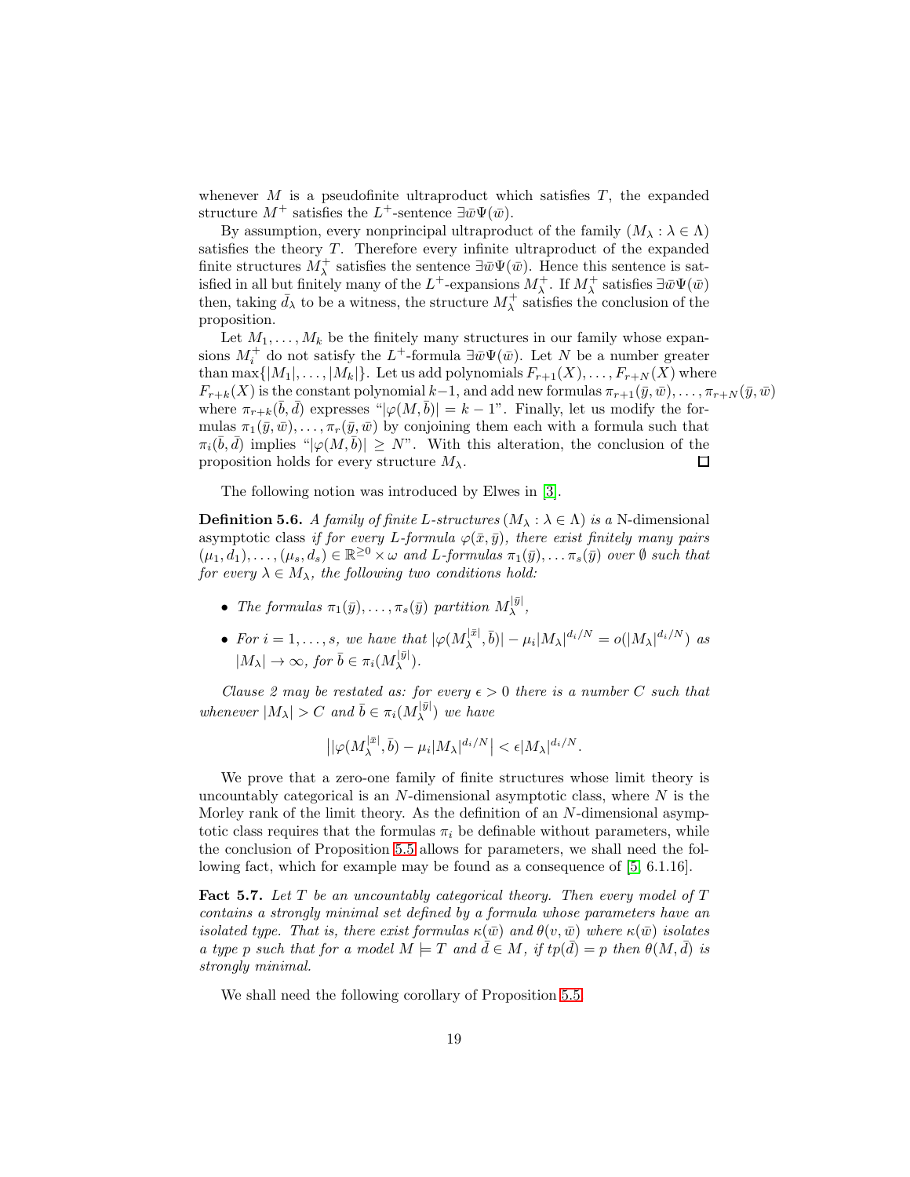whenever $M$ is a pseudofinite ultraproduct which satisfies $T$, the expanded structure $M^+$ satisfies the $L^+$-sentence $\exists \bar{w} \Psi(\bar{w})$.

By assumption, every nonprincipal ultraproduct of the family $(M_\lambda : \lambda \in \Lambda)$ satisfies the theory $T$. Therefore every infinite ultraproduct of the expanded finite structures $M_\lambda^+$ satisfies the sentence $\exists \bar{w} \Psi(\bar{w})$. Hence this sentence is satisfied in all but finitely many of the $L^+$-expansions $M_\lambda^+$. If $M_\lambda^+$ satisfies $\exists \bar{w} \Psi(\bar{w})$ then, taking $\bar{d}_\lambda$ to be a witness, the structure $M_\lambda^+$ satisfies the conclusion of the proposition.

Let $M_1, \ldots, M_k$ be the finitely many structures in our family whose expansions $M_i^+$ do not satisfy the $L^+$-formula $\exists \bar{w} \Psi(\bar{w})$. Let $N$ be a number greater than $\max\{|M_1|, \ldots, |M_k|\}$. Let us add polynomials $F_{r+1}(X), \ldots, F_{r+N}(X)$ where $F_{r+k}(X)$ is the constant polynomial $k-1$, and add new formulas $\pi_{r+1}(\bar{y}, \bar{w}), \ldots, \pi_{r+N}(\bar{y}, \bar{w})$ where $\pi_{r+k}(\bar{b}, \bar{d})$ expresses "$|\varphi(M, \bar{b})| = k - 1$". Finally, let us modify the formulas $\pi_1(\bar{y}, \bar{w}), \ldots, \pi_r(\bar{y}, \bar{w})$ by conjoining them each with a formula such that $\pi_i(\bar{b}, \bar{d})$ implies "$|\varphi(M, \bar{b})| \geq N$". With this alteration, the conclusion of the proposition holds for every structure $M_\lambda$. $\square$

The following notion was introduced by Elwes in [3].

**Definition 5.6.** *A family of finite $L$-structures $(M_\lambda : \lambda \in \Lambda)$ is a* N-dimensional asymptotic class *if for every $L$-formula $\varphi(\bar{x}, \bar{y})$, there exist finitely many pairs $(\mu_1, d_1), \ldots, (\mu_s, d_s) \in \mathbb{R}^{\geq 0} \times \omega$ and $L$-formulas $\pi_1(\bar{y}), \ldots \pi_s(\bar{y})$ over $\emptyset$ such that for every $\lambda \in M_\lambda$, the following two conditions hold:*

- *The formulas $\pi_1(\bar{y}), \ldots, \pi_s(\bar{y})$ partition $M_\lambda^{|\bar{y}|}$,*
- *For $i = 1, \ldots, s$, we have that $|\varphi(M_\lambda^{|\bar{x}|}, \bar{b})| - \mu_i |M_\lambda|^{d_i/N} = o(|M_\lambda|^{d_i/N})$ as $|M_\lambda| \to \infty$, for $\bar{b} \in \pi_i(M_\lambda^{|\bar{y}|})$.*

*Clause 2 may be restated as: for every $\epsilon > 0$ there is a number $C$ such that whenever $|M_\lambda| > C$ and $\bar{b} \in \pi_i(M_\lambda^{|\bar{y}|})$ we have*

$$\left| |\varphi(M_\lambda^{|\bar{x}|}, \bar{b}) - \mu_i |M_\lambda|^{d_i/N} \right| < \epsilon |M_\lambda|^{d_i/N}.$$

We prove that a zero-one family of finite structures whose limit theory is uncountably categorical is an $N$-dimensional asymptotic class, where $N$ is the Morley rank of the limit theory. As the definition of an $N$-dimensional asymptotic class requires that the formulas $\pi_i$ be definable without parameters, while the conclusion of Proposition 5.5 allows for parameters, we shall need the following fact, which for example may be found as a consequence of [5, 6.1.16].

**Fact 5.7.** *Let $T$ be an uncountably categorical theory. Then every model of $T$ contains a strongly minimal set defined by a formula whose parameters have an isolated type. That is, there exist formulas $\kappa(\bar{w})$ and $\theta(v, \bar{w})$ where $\kappa(\bar{w})$ isolates a type $p$ such that for a model $M \models T$ and $\bar{d} \in M$, if $tp(\bar{d}) = p$ then $\theta(M, \bar{d})$ is strongly minimal.*

We shall need the following corollary of Proposition 5.5.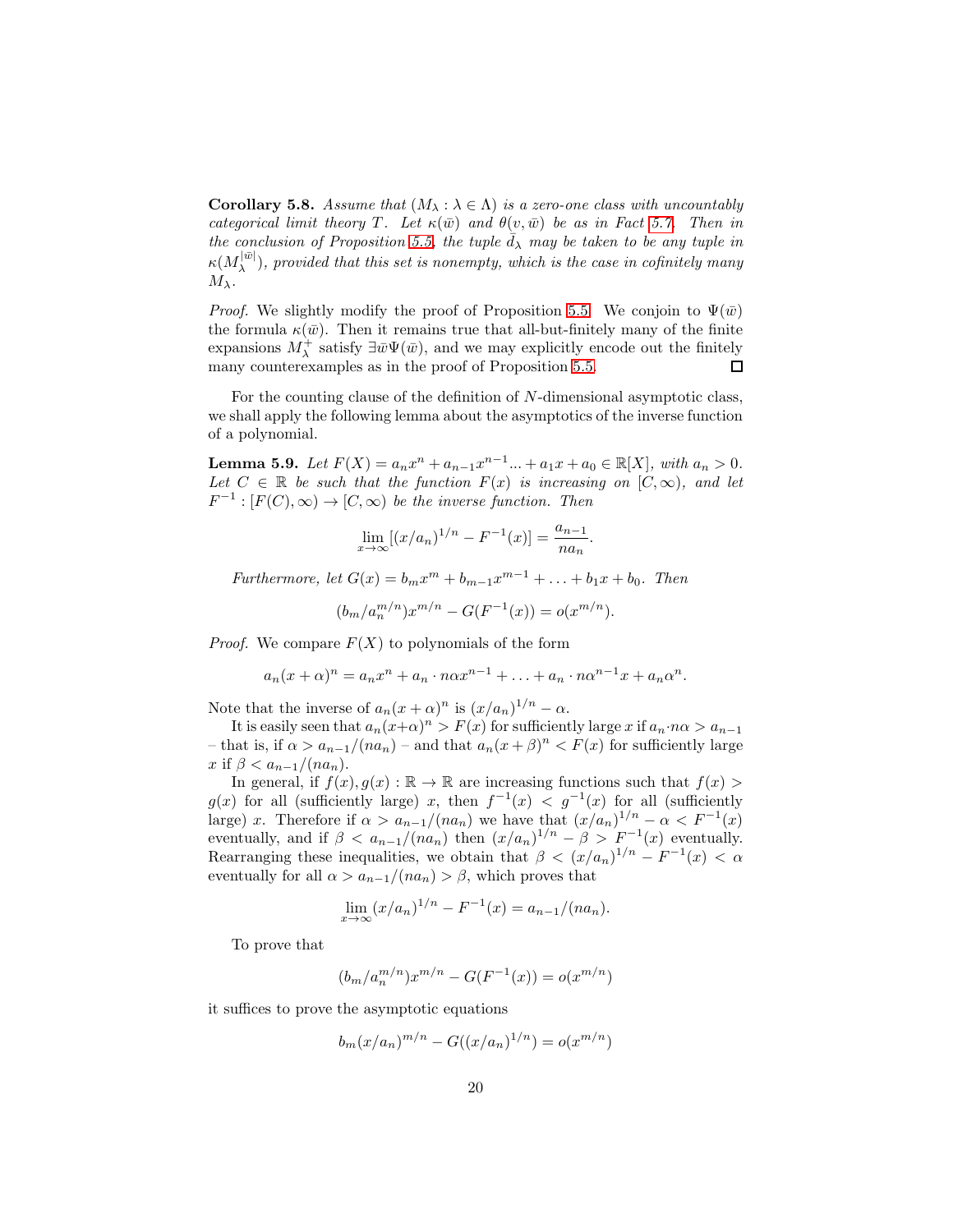**Corollary 5.8.** *Assume that $(M_\lambda : \lambda \in \Lambda)$ is a zero-one class with uncountably categorical limit theory $T$. Let $\kappa(\bar{w})$ and $\theta(v, \bar{w})$ be as in Fact 5.7. Then in the conclusion of Proposition 5.5, the tuple $\bar{d}_\lambda$ may be taken to be any tuple in $\kappa(M_\lambda^{|\bar{w}|})$, provided that this set is nonempty, which is the case in cofinitely many $M_\lambda$.*

*Proof.* We slightly modify the proof of Proposition 5.5. We conjoin to $\Psi(\bar{w})$ the formula $\kappa(\bar{w})$. Then it remains true that all-but-finitely many of the finite expansions $M_\lambda^+$ satisfy $\exists \bar{w} \Psi(\bar{w})$, and we may explicitly encode out the finitely many counterexamples as in the proof of Proposition 5.5. $\square$

For the counting clause of the definition of $N$-dimensional asymptotic class, we shall apply the following lemma about the asymptotics of the inverse function of a polynomial.

**Lemma 5.9.** *Let $F(X) = a_n x^n + a_{n-1} x^{n-1} \ldots + a_1 x + a_0 \in \mathbb{R}[X]$, with $a_n > 0$. Let $C \in \mathbb{R}$ be such that the function $F(x)$ is increasing on $[C, \infty)$, and let $F^{-1} : [F(C), \infty) \to [C, \infty)$ be the inverse function. Then*

$$\lim_{x \to \infty} [(x/a_n)^{1/n} - F^{-1}(x)] = \frac{a_{n-1}}{n a_n}.$$

*Furthermore, let $G(x) = b_m x^m + b_{m-1} x^{m-1} + \ldots + b_1 x + b_0$. Then*

$$(b_m / a_n^{m/n}) x^{m/n} - G(F^{-1}(x)) = o(x^{m/n}).$$

*Proof.* We compare $F(X)$ to polynomials of the form

$$a_n (x + \alpha)^n = a_n x^n + a_n \cdot n\alpha x^{n-1} + \ldots + a_n \cdot n\alpha^{n-1} x + a_n \alpha^n.$$

Note that the inverse of $a_n(x + \alpha)^n$ is $(x/a_n)^{1/n} - \alpha$.

It is easily seen that $a_n(x+\alpha)^n > F(x)$ for sufficiently large $x$ if $a_n \cdot n\alpha > a_{n-1}$ – that is, if $\alpha > a_{n-1}/(na_n)$ – and that $a_n(x + \beta)^n < F(x)$ for sufficiently large $x$ if $\beta < a_{n-1}/(na_n)$.

In general, if $f(x), g(x) : \mathbb{R} \to \mathbb{R}$ are increasing functions such that $f(x) > g(x)$ for all (sufficiently large) $x$, then $f^{-1}(x) < g^{-1}(x)$ for all (sufficiently large) $x$. Therefore if $\alpha > a_{n-1}/(na_n)$ we have that $(x/a_n)^{1/n} - \alpha < F^{-1}(x)$ eventually, and if $\beta < a_{n-1}/(na_n)$ then $(x/a_n)^{1/n} - \beta > F^{-1}(x)$ eventually. Rearranging these inequalities, we obtain that $\beta < (x/a_n)^{1/n} - F^{-1}(x) < \alpha$ eventually for all $\alpha > a_{n-1}/(na_n) > \beta$, which proves that

$$\lim_{x \to \infty} (x/a_n)^{1/n} - F^{-1}(x) = a_{n-1}/(na_n).$$

To prove that

$$(b_m / a_n^{m/n}) x^{m/n} - G(F^{-1}(x)) = o(x^{m/n})$$

it suffices to prove the asymptotic equations

$$b_m (x/a_n)^{m/n} - G((x/a_n)^{1/n}) = o(x^{m/n})$$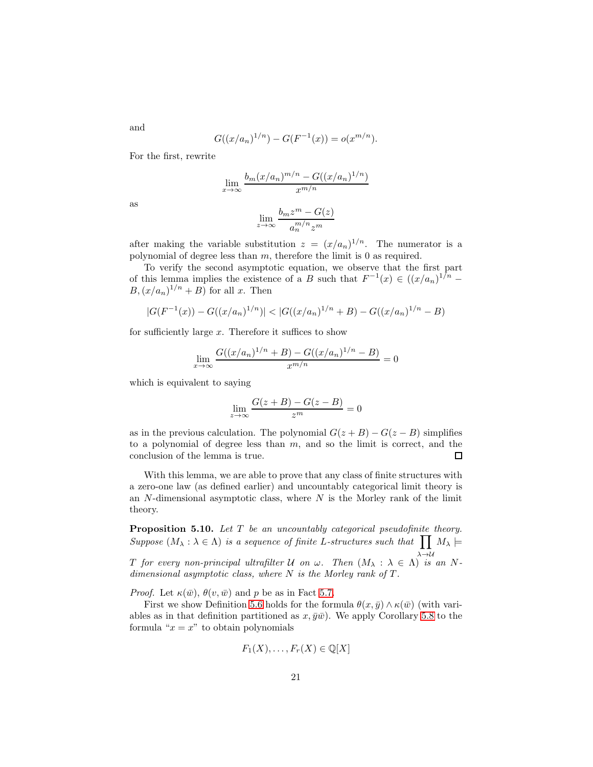and

$$G((x/a_n)^{1/n}) - G(F^{-1}(x)) = o(x^{m/n}).$$

For the first, rewrite

$$\lim_{x\to\infty} \frac{b_m(x/a_n)^{m/n} - G((x/a_n)^{1/n})}{x^{m/n}}$$

as

$$\lim_{z\to\infty} \frac{b_m z^m - G(z)}{a_n^{m/n} z^m}$$

after making the variable substitution $z = (x/a_n)^{1/n}$. The numerator is a polynomial of degree less than $m$, therefore the limit is 0 as required.

To verify the second asymptotic equation, we observe that the first part of this lemma implies the existence of a $B$ such that $F^{-1}(x) \in ((x/a_n)^{1/n} - B, (x/a_n)^{1/n} + B)$ for all $x$. Then

$$|G(F^{-1}(x)) - G((x/a_n)^{1/n})| < |G((x/a_n)^{1/n} + B) - G((x/a_n)^{1/n} - B)$$

for sufficiently large $x$. Therefore it suffices to show

$$\lim_{x\to\infty} \frac{G((x/a_n)^{1/n} + B) - G((x/a_n)^{1/n} - B)}{x^{m/n}} = 0$$

which is equivalent to saying

$$\lim_{z\to\infty} \frac{G(z+B) - G(z-B)}{z^m} = 0$$

as in the previous calculation. The polynomial $G(z+B) - G(z-B)$ simplifies to a polynomial of degree less than $m$, and so the limit is correct, and the conclusion of the lemma is true. □

With this lemma, we are able to prove that any class of finite structures with a zero-one law (as defined earlier) and uncountably categorical limit theory is an $N$-dimensional asymptotic class, where $N$ is the Morley rank of the limit theory.

**Proposition 5.10.** *Let $T$ be an uncountably categorical pseudofinite theory. Suppose $(M_\lambda : \lambda \in \Lambda)$ is a sequence of finite $L$-structures such that $\prod_{\lambda \to \mathcal{U}} M_\lambda \models T$ for every non-principal ultrafilter $\mathcal{U}$ on $\omega$. Then $(M_\lambda : \lambda \in \Lambda)$ is an $N$-dimensional asymptotic class, where $N$ is the Morley rank of $T$.*

*Proof.* Let $\kappa(\bar{w})$, $\theta(v, \bar{w})$ and $p$ be as in Fact 5.7.

First we show Definition 5.6 holds for the formula $\theta(x, \bar{y}) \wedge \kappa(\bar{w})$ (with variables as in that definition partitioned as $x, \bar{y}\bar{w}$). We apply Corollary 5.8 to the formula "$x = x$" to obtain polynomials

$$F_1(X), \ldots, F_r(X) \in \mathbb{Q}[X]$$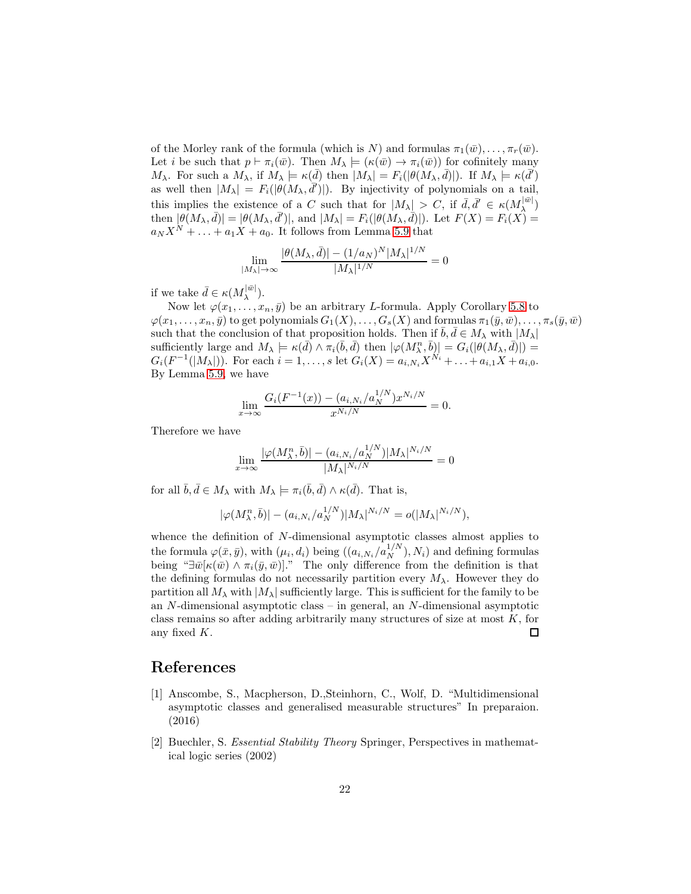of the Morley rank of the formula (which is $N$) and formulas $\pi_1(\bar{w}), \ldots, \pi_r(\bar{w})$. Let $i$ be such that $p \vdash \pi_i(\bar{w})$. Then $M_\lambda \models (\kappa(\bar{w}) \to \pi_i(\bar{w}))$ for cofinitely many $M_\lambda$. For such a $M_\lambda$, if $M_\lambda \models \kappa(\bar{d})$ then $|M_\lambda| = F_i(|\theta(M_\lambda, \bar{d})|)$. If $M_\lambda \models \kappa(\bar{d}')$ as well then $|M_\lambda| = F_i(|\theta(M_\lambda, \bar{d}')|)$. By injectivity of polynomials on a tail, this implies the existence of a $C$ such that for $|M_\lambda| > C$, if $\bar{d}, \bar{d}' \in \kappa(M_\lambda^{|\bar{w}|})$ then $|\theta(M_\lambda, \bar{d})| = |\theta(M_\lambda, \bar{d}')|$, and $|M_\lambda| = F_i(|\theta(M_\lambda, \bar{d})|)$. Let $F(X) = F_i(X) = a_N X^N + \ldots + a_1 X + a_0$. It follows from Lemma 5.9 that

$$\lim_{|M_\lambda| \to \infty} \frac{|\theta(M_\lambda, \bar{d})| - (1/a_N)^N |M_\lambda|^{1/N}}{|M_\lambda|^{1/N}} = 0$$

if we take $\bar{d} \in \kappa(M_\lambda^{|\bar{w}|})$.

Now let $\varphi(x_1, \ldots, x_n, \bar{y})$ be an arbitrary $L$-formula. Apply Corollary 5.8 to $\varphi(x_1, \ldots, x_n, \bar{y})$ to get polynomials $G_1(X), \ldots, G_s(X)$ and formulas $\pi_1(\bar{y}, \bar{w}), \ldots, \pi_s(\bar{y}, \bar{w})$ such that the conclusion of that proposition holds. Then if $\bar{b}, \bar{d} \in M_\lambda$ with $|M_\lambda|$ sufficiently large and $M_\lambda \models \kappa(\bar{d}) \wedge \pi_i(\bar{b}, \bar{d})$ then $|\varphi(M_\lambda^n, \bar{b})| = G_i(|\theta(M_\lambda, \bar{d})|) = G_i(F^{-1}(|M_\lambda|))$. For each $i = 1, \ldots, s$ let $G_i(X) = a_{i,N_i} X^{N_i} + \ldots + a_{i,1} X + a_{i,0}$. By Lemma 5.9, we have

$$\lim_{x \to \infty} \frac{G_i(F^{-1}(x)) - (a_{i,N_i}/a_N^{1/N}) x^{N_i/N}}{x^{N_i/N}} = 0.$$

Therefore we have

$$\lim_{x \to \infty} \frac{|\varphi(M_\lambda^n, \bar{b})| - (a_{i,N_i}/a_N^{1/N}) |M_\lambda|^{N_i/N}}{|M_\lambda|^{N_i/N}} = 0$$

for all $\bar{b}, \bar{d} \in M_\lambda$ with $M_\lambda \models \pi_i(\bar{b}, \bar{d}) \wedge \kappa(\bar{d})$. That is,

$$|\varphi(M_\lambda^n, \bar{b})| - (a_{i,N_i}/a_N^{1/N}) |M_\lambda|^{N_i/N} = o(|M_\lambda|^{N_i/N}),$$

whence the definition of $N$-dimensional asymptotic classes almost applies to the formula $\varphi(\bar{x}, \bar{y})$, with $(\mu_i, d_i)$ being $((a_{i,N_i}/a_N^{1/N}), N_i)$ and defining formulas being "$\exists \bar{w}[\kappa(\bar{w}) \wedge \pi_i(\bar{y}, \bar{w})]$." The only difference from the definition is that the defining formulas do not necessarily partition every $M_\lambda$. However they do partition all $M_\lambda$ with $|M_\lambda|$ sufficiently large. This is sufficient for the family to be an $N$-dimensional asymptotic class – in general, an $N$-dimensional asymptotic class remains so after adding arbitrarily many structures of size at most $K$, for any fixed $K$. □

# References

[1] Anscombe, S., Macpherson, D.,Steinhorn, C., Wolf, D. "Multidimensional asymptotic classes and generalised measurable structures" In preparaion. (2016)

[2] Buechler, S. *Essential Stability Theory* Springer, Perspectives in mathematical logic series (2002)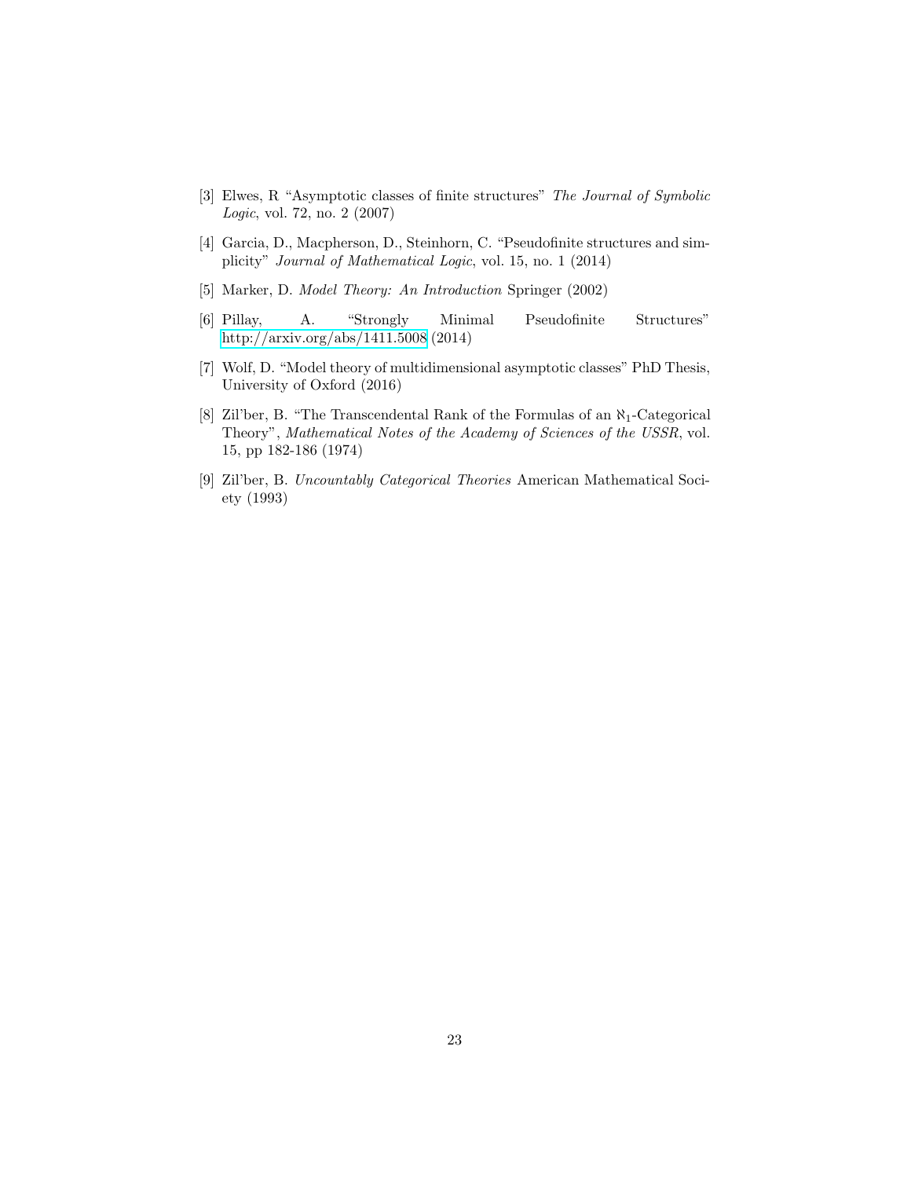[3] Elwes, R "Asymptotic classes of finite structures" *The Journal of Symbolic Logic*, vol. 72, no. 2 (2007)

[4] Garcia, D., Macpherson, D., Steinhorn, C. "Pseudofinite structures and simplicity" *Journal of Mathematical Logic*, vol. 15, no. 1 (2014)

[5] Marker, D. *Model Theory: An Introduction* Springer (2002)

[6] Pillay, A. "Strongly Minimal Pseudofinite Structures" http://arxiv.org/abs/1411.5008 (2014)

[7] Wolf, D. "Model theory of multidimensional asymptotic classes" PhD Thesis, University of Oxford (2016)

[8] Zil'ber, B. "The Transcendental Rank of the Formulas of an $\aleph_1$-Categorical Theory", *Mathematical Notes of the Academy of Sciences of the USSR*, vol. 15, pp 182-186 (1974)

[9] Zil'ber, B. *Uncountably Categorical Theories* American Mathematical Society (1993)